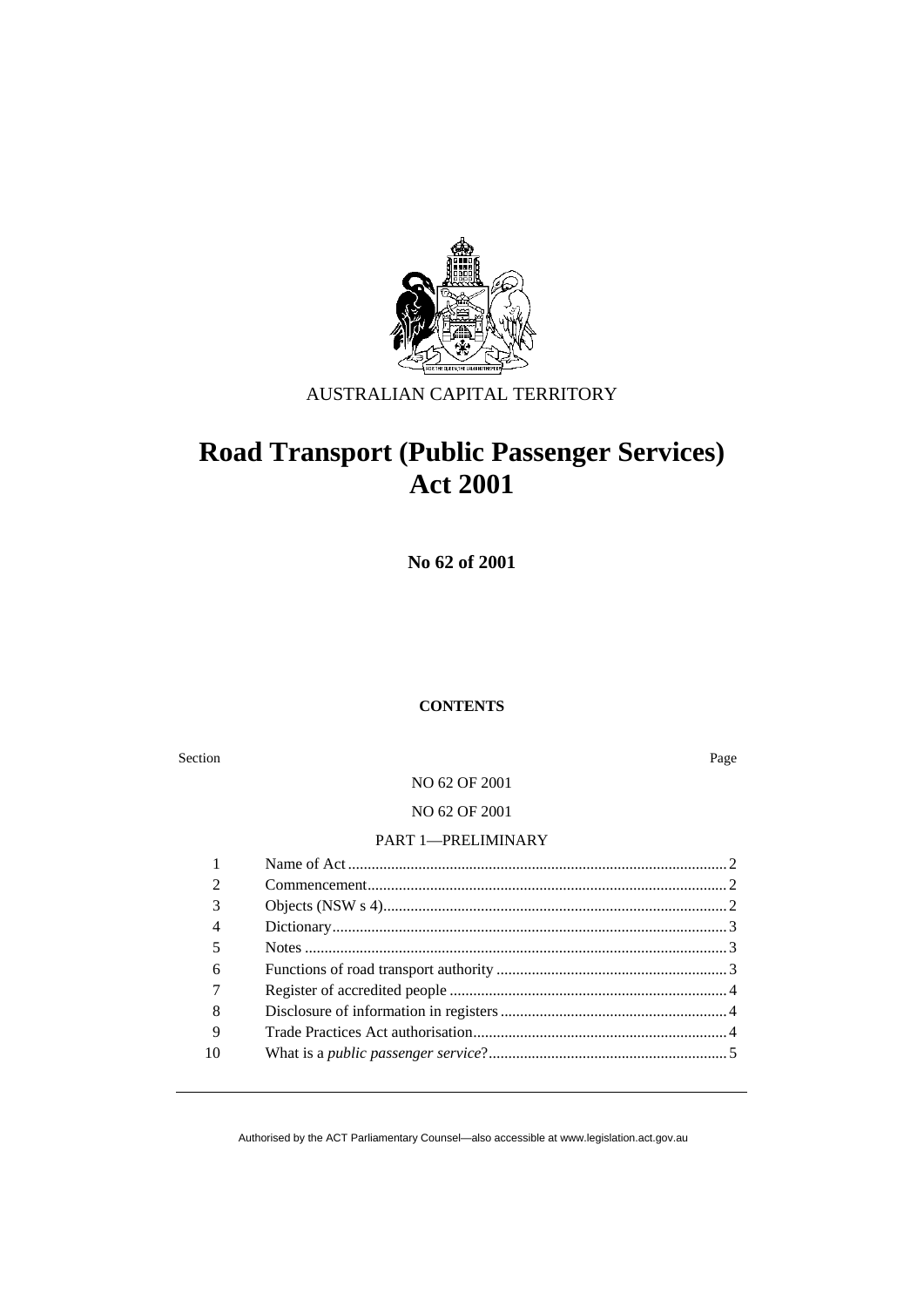AUSTRALIAN CAPITAL TERRITORY

# Road Transport (Public Passenger Services) Act 2001

**No 62 of 2001**

**CONTENTS**

Section Page

NO 62 OF 2001

NO 62 OF 2001

PART 1—PRELIMINARY

| | | |
|---|---|---|
| 1 | Name of Act | 2 |
| 2 | Commencement | 2 |
| 3 | Objects (NSW s 4) | 2 |
| 4 | Dictionary | 3 |
| 5 | Notes | 3 |
| 6 | Functions of road transport authority | 3 |
| 7 | Register of accredited people | 4 |
| 8 | Disclosure of information in registers | 4 |
| 9 | Trade Practices Act authorisation | 4 |
| 10 | What is a *public passenger service*? | 5 |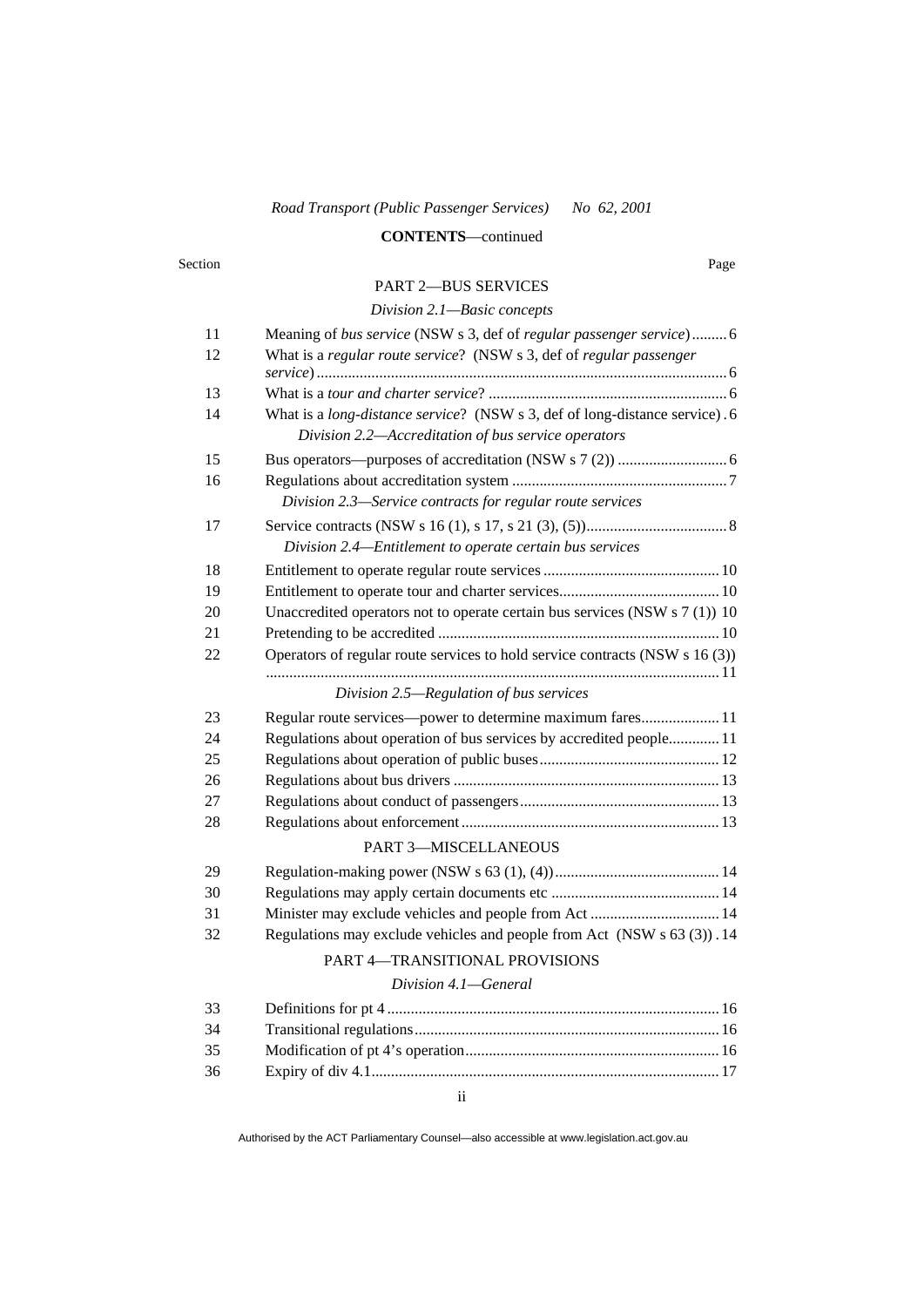**CONTENTS**—continued

| Section | | Page |
|---|---|---|
| | PART 2—BUS SERVICES | |
| | *Division 2.1—Basic concepts* | |
| 11 | Meaning of *bus service* (NSW s 3, def of *regular passenger service*) | 6 |
| 12 | What is a *regular route service*? (NSW s 3, def of *regular passenger service*) | 6 |
| 13 | What is a *tour and charter service*? | 6 |
| 14 | What is a *long-distance service*? (NSW s 3, def of long-distance service) | 6 |
| | *Division 2.2—Accreditation of bus service operators* | |
| 15 | Bus operators—purposes of accreditation (NSW s 7 (2)) | 6 |
| 16 | Regulations about accreditation system | 7 |
| | *Division 2.3—Service contracts for regular route services* | |
| 17 | Service contracts (NSW s 16 (1), s 17, s 21 (3), (5)) | 8 |
| | *Division 2.4—Entitlement to operate certain bus services* | |
| 18 | Entitlement to operate regular route services | 10 |
| 19 | Entitlement to operate tour and charter services | 10 |
| 20 | Unaccredited operators not to operate certain bus services (NSW s 7 (1)) | 10 |
| 21 | Pretending to be accredited | 10 |
| 22 | Operators of regular route services to hold service contracts (NSW s 16 (3)) | 11 |
| | *Division 2.5—Regulation of bus services* | |
| 23 | Regular route services—power to determine maximum fares | 11 |
| 24 | Regulations about operation of bus services by accredited people | 11 |
| 25 | Regulations about operation of public buses | 12 |
| 26 | Regulations about bus drivers | 13 |
| 27 | Regulations about conduct of passengers | 13 |
| 28 | Regulations about enforcement | 13 |
| | PART 3—MISCELLANEOUS | |
| 29 | Regulation-making power (NSW s 63 (1), (4)) | 14 |
| 30 | Regulations may apply certain documents etc | 14 |
| 31 | Minister may exclude vehicles and people from Act | 14 |
| 32 | Regulations may exclude vehicles and people from Act (NSW s 63 (3)) | 14 |
| | PART 4—TRANSITIONAL PROVISIONS | |
| | *Division 4.1—General* | |
| 33 | Definitions for pt 4 | 16 |
| 34 | Transitional regulations | 16 |
| 35 | Modification of pt 4's operation | 16 |
| 36 | Expiry of div 4.1 | 17 |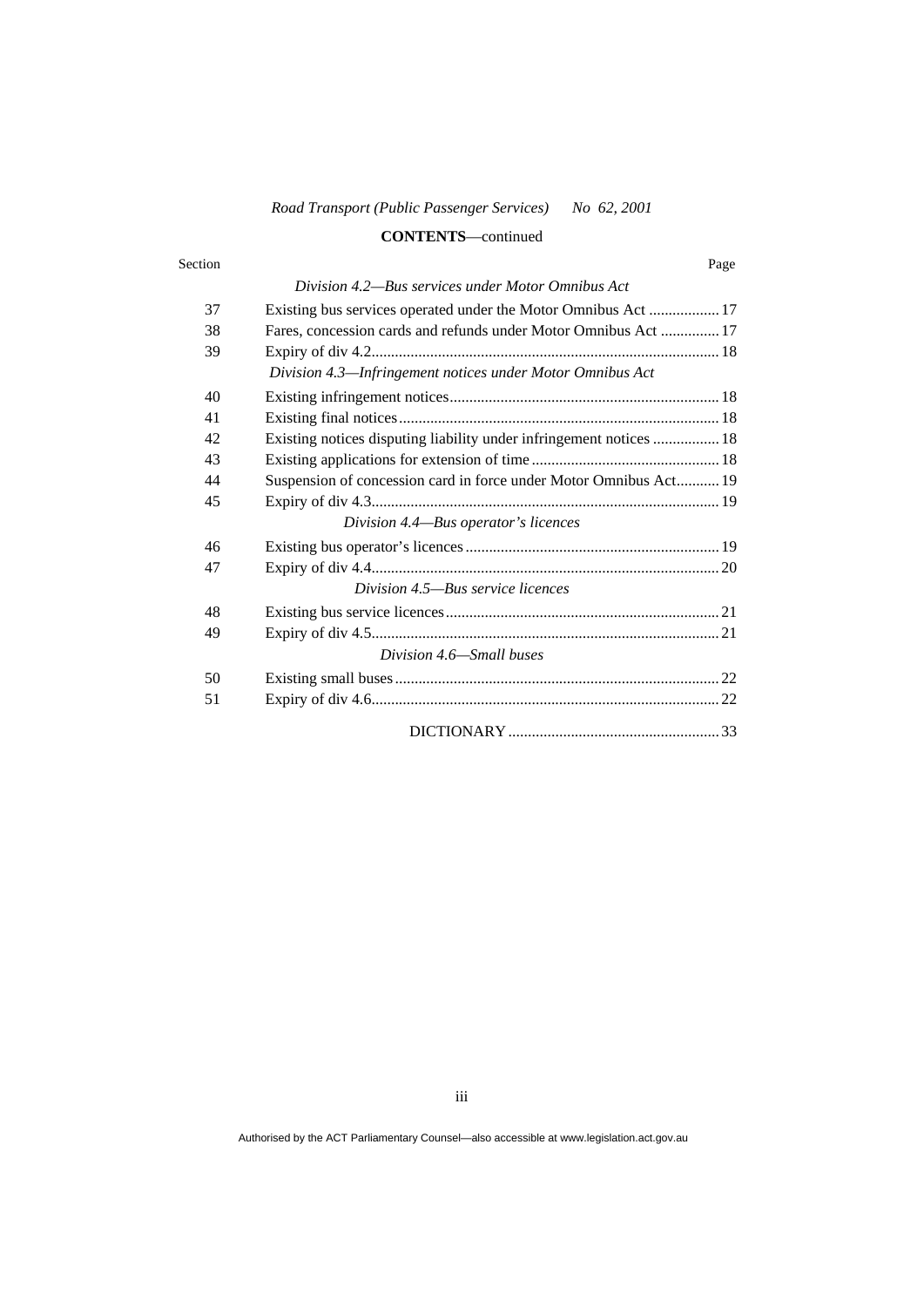*Road Transport (Public Passenger Services) No 62, 2001*

**CONTENTS**—continued

| Section | | Page |
|---|---|---|
| | *Division 4.2—Bus services under Motor Omnibus Act* | |
| 37 | Existing bus services operated under the Motor Omnibus Act | 17 |
| 38 | Fares, concession cards and refunds under Motor Omnibus Act | 17 |
| 39 | Expiry of div 4.2 | 18 |
| | *Division 4.3—Infringement notices under Motor Omnibus Act* | |
| 40 | Existing infringement notices | 18 |
| 41 | Existing final notices | 18 |
| 42 | Existing notices disputing liability under infringement notices | 18 |
| 43 | Existing applications for extension of time | 18 |
| 44 | Suspension of concession card in force under Motor Omnibus Act | 19 |
| 45 | Expiry of div 4.3 | 19 |
| | *Division 4.4—Bus operator's licences* | |
| 46 | Existing bus operator's licences | 19 |
| 47 | Expiry of div 4.4 | 20 |
| | *Division 4.5—Bus service licences* | |
| 48 | Existing bus service licences | 21 |
| 49 | Expiry of div 4.5 | 21 |
| | *Division 4.6—Small buses* | |
| 50 | Existing small buses | 22 |
| 51 | Expiry of div 4.6 | 22 |
| | DICTIONARY | 33 |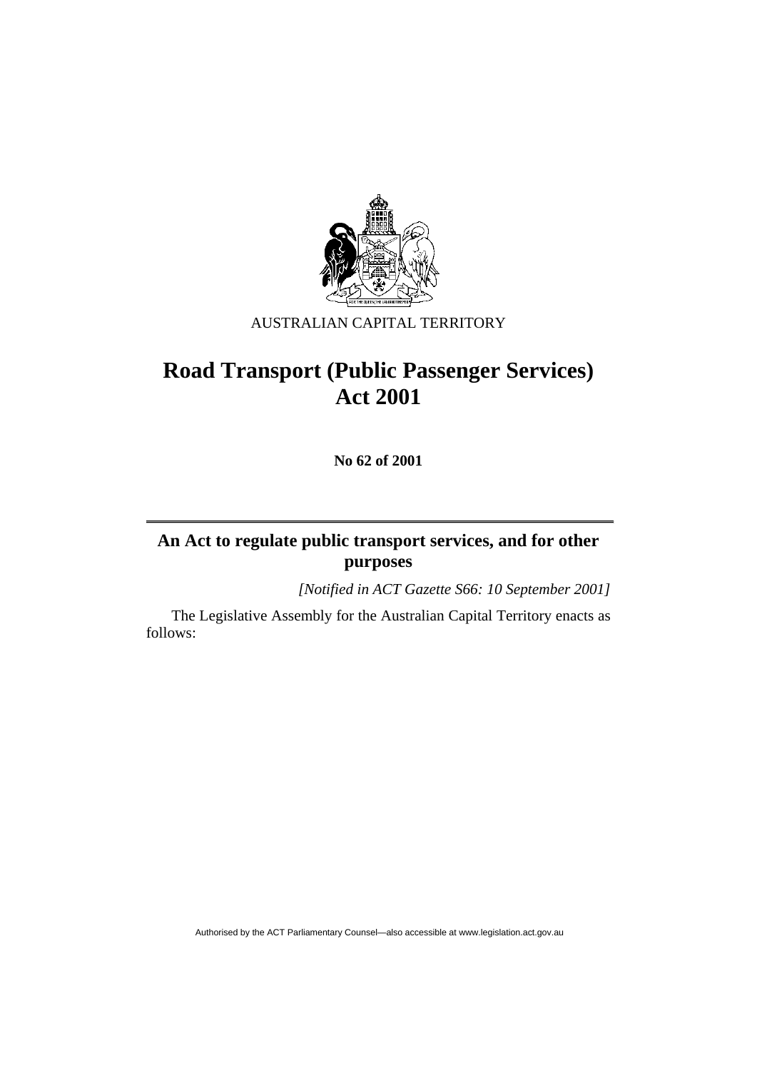AUSTRALIAN CAPITAL TERRITORY

# Road Transport (Public Passenger Services) Act 2001

**No 62 of 2001**

## An Act to regulate public transport services, and for other purposes

*[Notified in ACT Gazette S66: 10 September 2001]*

The Legislative Assembly for the Australian Capital Territory enacts as follows: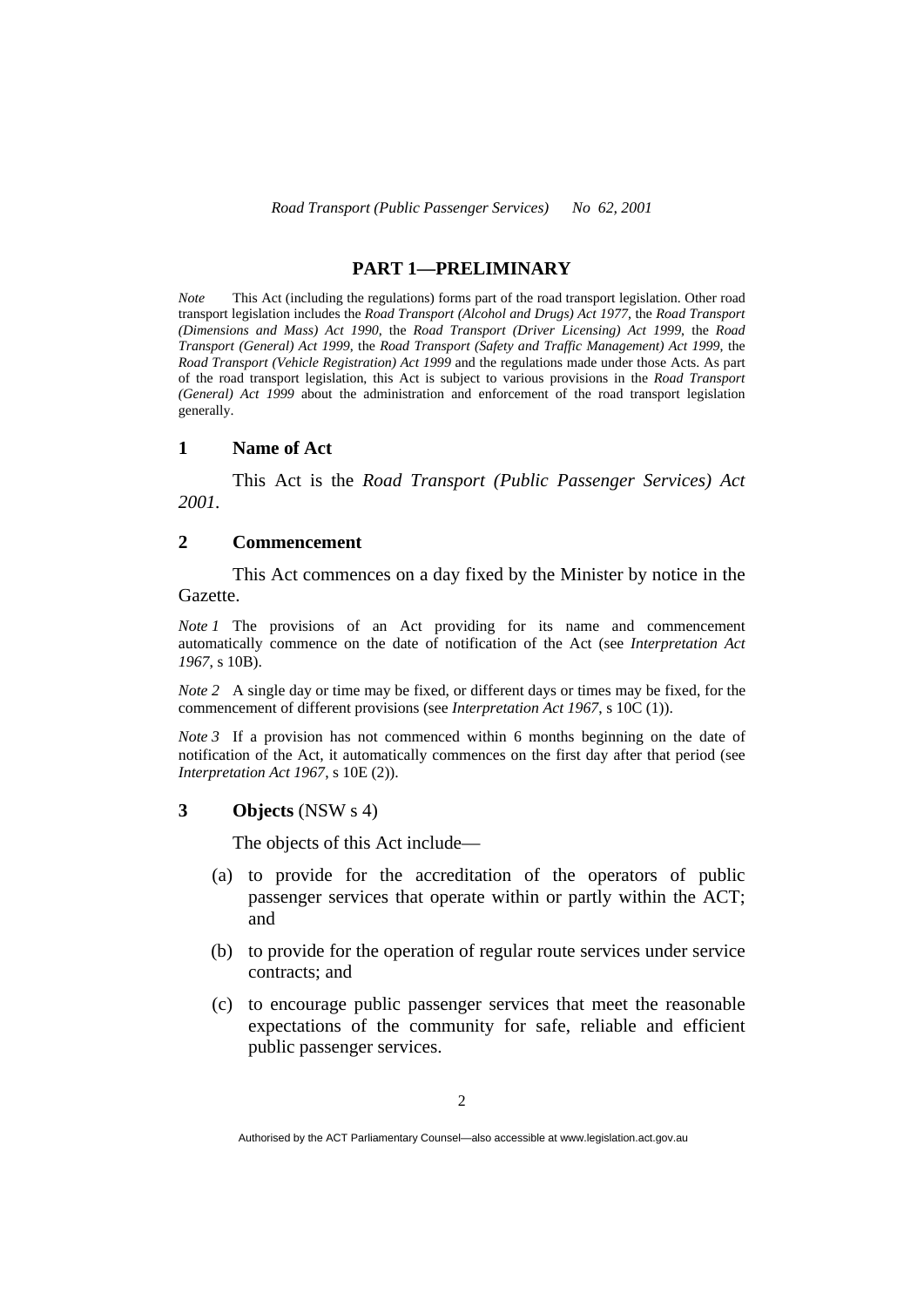## PART 1—PRELIMINARY

*Note* This Act (including the regulations) forms part of the road transport legislation. Other road transport legislation includes the *Road Transport (Alcohol and Drugs) Act 1977*, the *Road Transport (Dimensions and Mass) Act 1990*, the *Road Transport (Driver Licensing) Act 1999*, the *Road Transport (General) Act 1999*, the *Road Transport (Safety and Traffic Management) Act 1999*, the *Road Transport (Vehicle Registration) Act 1999* and the regulations made under those Acts. As part of the road transport legislation, this Act is subject to various provisions in the *Road Transport (General) Act 1999* about the administration and enforcement of the road transport legislation generally.

### 1 Name of Act

This Act is the *Road Transport (Public Passenger Services) Act 2001*.

### 2 Commencement

This Act commences on a day fixed by the Minister by notice in the Gazette.

*Note 1* The provisions of an Act providing for its name and commencement automatically commence on the date of notification of the Act (see *Interpretation Act 1967*, s 10B).

*Note 2* A single day or time may be fixed, or different days or times may be fixed, for the commencement of different provisions (see *Interpretation Act 1967*, s 10C (1)).

*Note 3* If a provision has not commenced within 6 months beginning on the date of notification of the Act, it automatically commences on the first day after that period (see *Interpretation Act 1967*, s 10E (2)).

### 3 Objects (NSW s 4)

The objects of this Act include—

(a) to provide for the accreditation of the operators of public passenger services that operate within or partly within the ACT; and

(b) to provide for the operation of regular route services under service contracts; and

(c) to encourage public passenger services that meet the reasonable expectations of the community for safe, reliable and efficient public passenger services.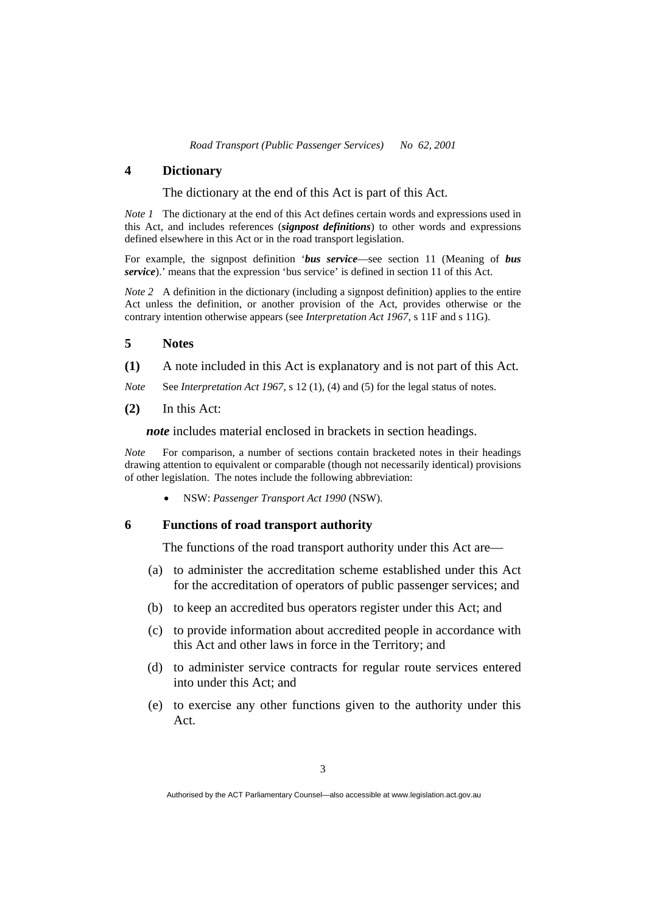## 4 Dictionary

The dictionary at the end of this Act is part of this Act.

*Note 1* The dictionary at the end of this Act defines certain words and expressions used in this Act, and includes references (***signpost definitions***) to other words and expressions defined elsewhere in this Act or in the road transport legislation.

For example, the signpost definition '***bus service***—see section 11 (Meaning of ***bus service***).' means that the expression 'bus service' is defined in section 11 of this Act.

*Note 2* A definition in the dictionary (including a signpost definition) applies to the entire Act unless the definition, or another provision of the Act, provides otherwise or the contrary intention otherwise appears (see *Interpretation Act 1967*, s 11F and s 11G).

## 5 Notes

**(1)** A note included in this Act is explanatory and is not part of this Act.

*Note* See *Interpretation Act 1967*, s 12 (1), (4) and (5) for the legal status of notes.

**(2)** In this Act:

***note*** includes material enclosed in brackets in section headings.

*Note* For comparison, a number of sections contain bracketed notes in their headings drawing attention to equivalent or comparable (though not necessarily identical) provisions of other legislation. The notes include the following abbreviation:

- NSW: *Passenger Transport Act 1990* (NSW).

## 6 Functions of road transport authority

The functions of the road transport authority under this Act are—

(a) to administer the accreditation scheme established under this Act for the accreditation of operators of public passenger services; and

(b) to keep an accredited bus operators register under this Act; and

(c) to provide information about accredited people in accordance with this Act and other laws in force in the Territory; and

(d) to administer service contracts for regular route services entered into under this Act; and

(e) to exercise any other functions given to the authority under this Act.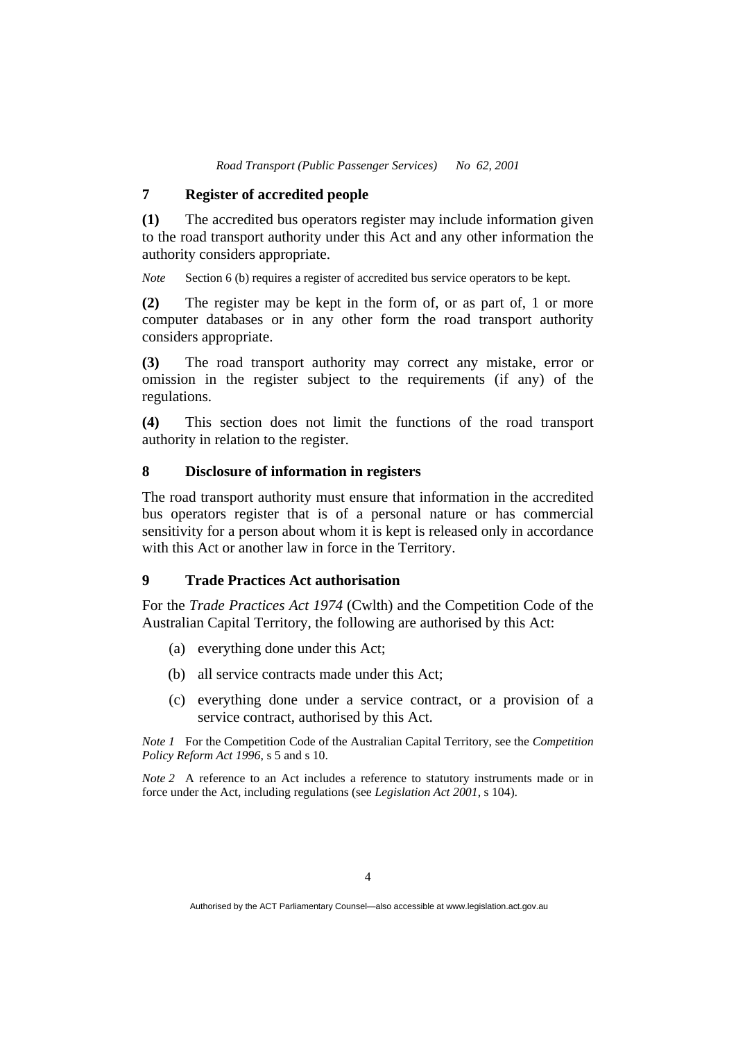## 7 Register of accredited people

**(1)** The accredited bus operators register may include information given to the road transport authority under this Act and any other information the authority considers appropriate.

*Note* Section 6 (b) requires a register of accredited bus service operators to be kept.

**(2)** The register may be kept in the form of, or as part of, 1 or more computer databases or in any other form the road transport authority considers appropriate.

**(3)** The road transport authority may correct any mistake, error or omission in the register subject to the requirements (if any) of the regulations.

**(4)** This section does not limit the functions of the road transport authority in relation to the register.

## 8 Disclosure of information in registers

The road transport authority must ensure that information in the accredited bus operators register that is of a personal nature or has commercial sensitivity for a person about whom it is kept is released only in accordance with this Act or another law in force in the Territory.

## 9 Trade Practices Act authorisation

For the *Trade Practices Act 1974* (Cwlth) and the Competition Code of the Australian Capital Territory, the following are authorised by this Act:

(a) everything done under this Act;

(b) all service contracts made under this Act;

(c) everything done under a service contract, or a provision of a service contract, authorised by this Act.

*Note 1* For the Competition Code of the Australian Capital Territory, see the *Competition Policy Reform Act 1996*, s 5 and s 10.

*Note 2* A reference to an Act includes a reference to statutory instruments made or in force under the Act, including regulations (see *Legislation Act 2001*, s 104).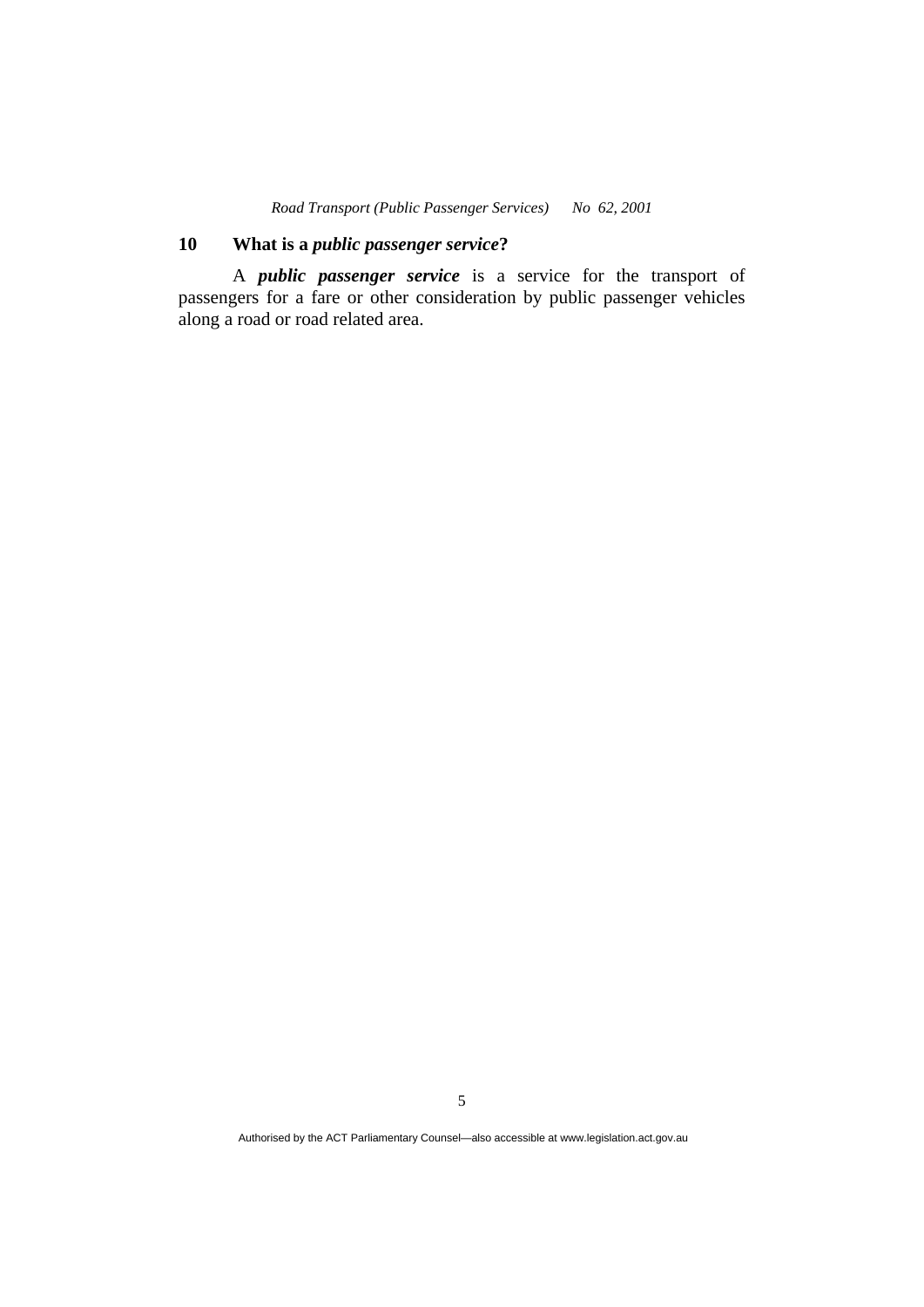## 10 What is a *public passenger service*?

A ***public passenger service*** is a service for the transport of passengers for a fare or other consideration by public passenger vehicles along a road or road related area.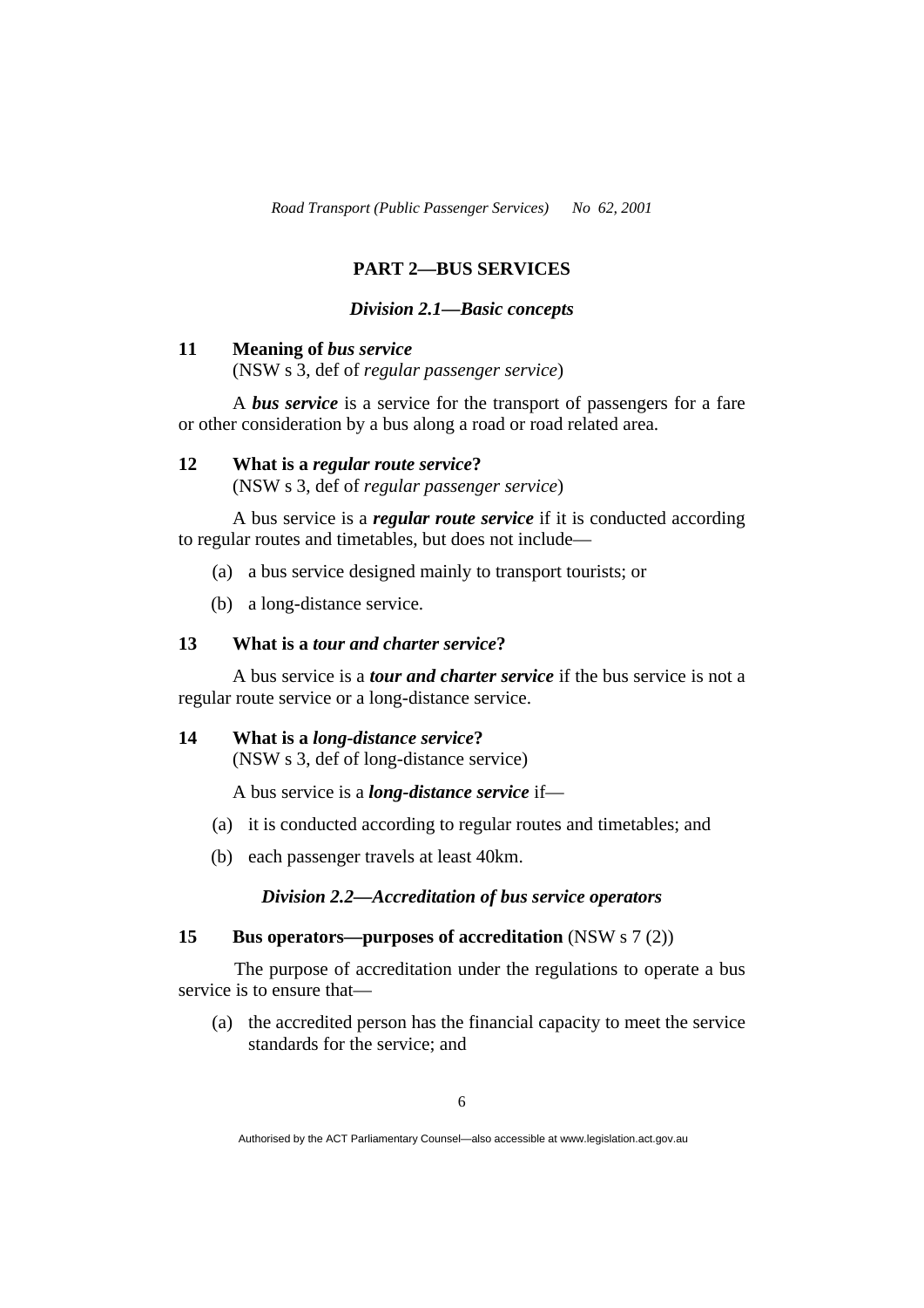## PART 2—BUS SERVICES

### *Division 2.1—Basic concepts*

**11 Meaning of *bus service***
(NSW s 3, def of *regular passenger service*)

A ***bus service*** is a service for the transport of passengers for a fare or other consideration by a bus along a road or road related area.

**12 What is a *regular route service*?**
(NSW s 3, def of *regular passenger service*)

A bus service is a ***regular route service*** if it is conducted according to regular routes and timetables, but does not include—

(a) a bus service designed mainly to transport tourists; or

(b) a long-distance service.

**13 What is a *tour and charter service*?**

A bus service is a ***tour and charter service*** if the bus service is not a regular route service or a long-distance service.

**14 What is a *long-distance service*?**
(NSW s 3, def of long-distance service)

A bus service is a ***long-distance service*** if—

(a) it is conducted according to regular routes and timetables; and

(b) each passenger travels at least 40km.

### *Division 2.2—Accreditation of bus service operators*

**15 Bus operators—purposes of accreditation** (NSW s 7 (2))

The purpose of accreditation under the regulations to operate a bus service is to ensure that—

(a) the accredited person has the financial capacity to meet the service standards for the service; and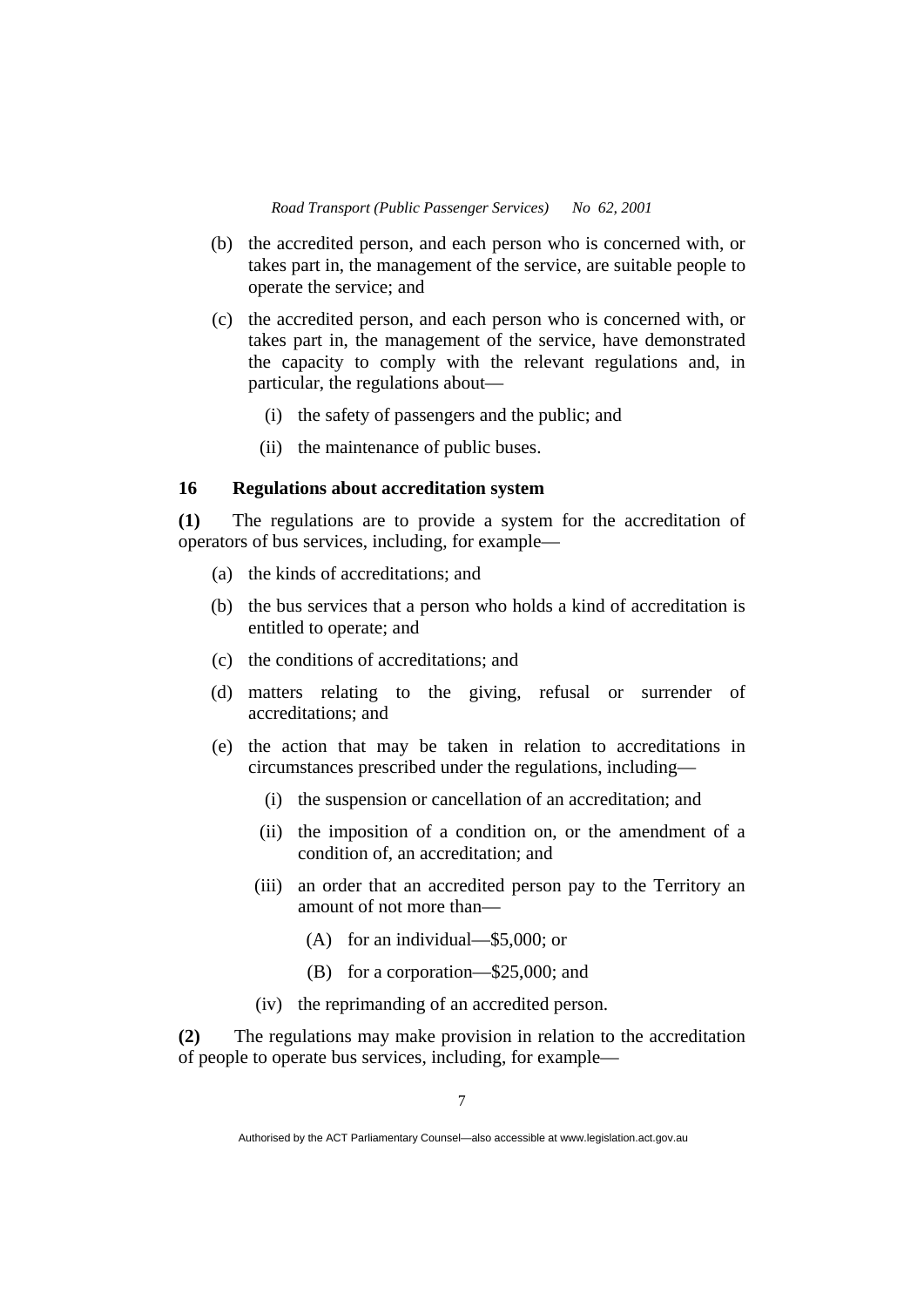(b) the accredited person, and each person who is concerned with, or takes part in, the management of the service, are suitable people to operate the service; and

(c) the accredited person, and each person who is concerned with, or takes part in, the management of the service, have demonstrated the capacity to comply with the relevant regulations and, in particular, the regulations about—

  (i) the safety of passengers and the public; and

  (ii) the maintenance of public buses.

### 16 Regulations about accreditation system

**(1)** The regulations are to provide a system for the accreditation of operators of bus services, including, for example—

(a) the kinds of accreditations; and

(b) the bus services that a person who holds a kind of accreditation is entitled to operate; and

(c) the conditions of accreditations; and

(d) matters relating to the giving, refusal or surrender of accreditations; and

(e) the action that may be taken in relation to accreditations in circumstances prescribed under the regulations, including—

  (i) the suspension or cancellation of an accreditation; and

  (ii) the imposition of a condition on, or the amendment of a condition of, an accreditation; and

  (iii) an order that an accredited person pay to the Territory an amount of not more than—

    (A) for an individual—$5,000; or

    (B) for a corporation—$25,000; and

  (iv) the reprimanding of an accredited person.

**(2)** The regulations may make provision in relation to the accreditation of people to operate bus services, including, for example—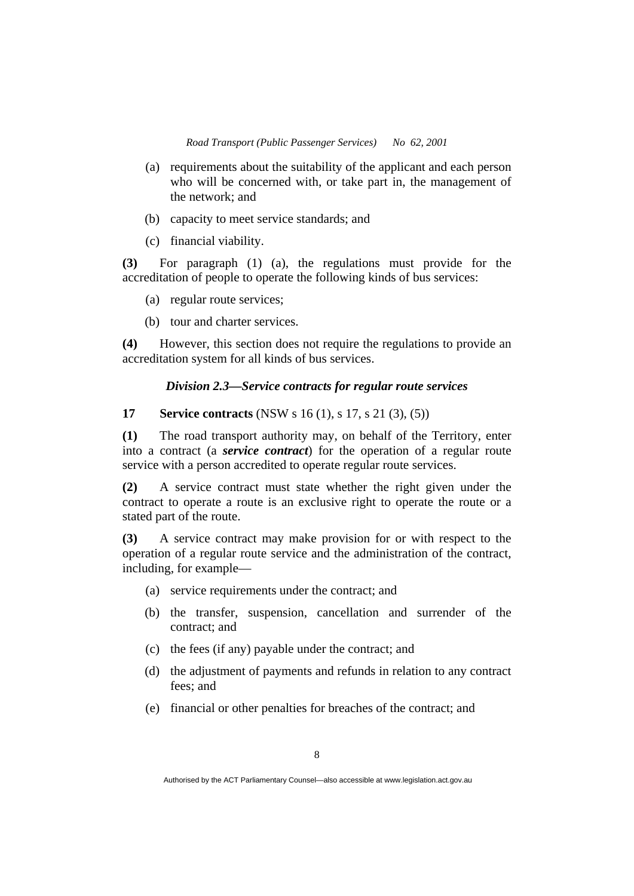(a) requirements about the suitability of the applicant and each person who will be concerned with, or take part in, the management of the network; and

(b) capacity to meet service standards; and

(c) financial viability.

**(3)** For paragraph (1) (a), the regulations must provide for the accreditation of people to operate the following kinds of bus services:

(a) regular route services;

(b) tour and charter services.

**(4)** However, this section does not require the regulations to provide an accreditation system for all kinds of bus services.

### *Division 2.3—Service contracts for regular route services*

**17 Service contracts** (NSW s 16 (1), s 17, s 21 (3), (5))

**(1)** The road transport authority may, on behalf of the Territory, enter into a contract (a ***service contract***) for the operation of a regular route service with a person accredited to operate regular route services.

**(2)** A service contract must state whether the right given under the contract to operate a route is an exclusive right to operate the route or a stated part of the route.

**(3)** A service contract may make provision for or with respect to the operation of a regular route service and the administration of the contract, including, for example—

(a) service requirements under the contract; and

(b) the transfer, suspension, cancellation and surrender of the contract; and

(c) the fees (if any) payable under the contract; and

(d) the adjustment of payments and refunds in relation to any contract fees; and

(e) financial or other penalties for breaches of the contract; and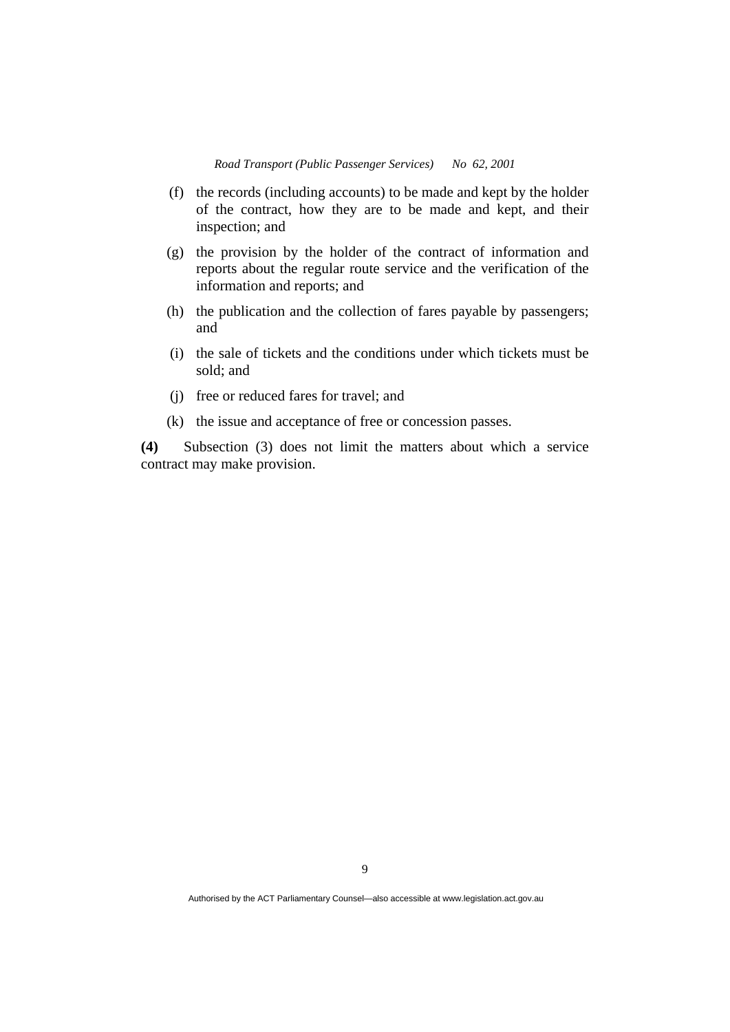(f) the records (including accounts) to be made and kept by the holder of the contract, how they are to be made and kept, and their inspection; and

(g) the provision by the holder of the contract of information and reports about the regular route service and the verification of the information and reports; and

(h) the publication and the collection of fares payable by passengers; and

(i) the sale of tickets and the conditions under which tickets must be sold; and

(j) free or reduced fares for travel; and

(k) the issue and acceptance of free or concession passes.

**(4)** Subsection (3) does not limit the matters about which a service contract may make provision.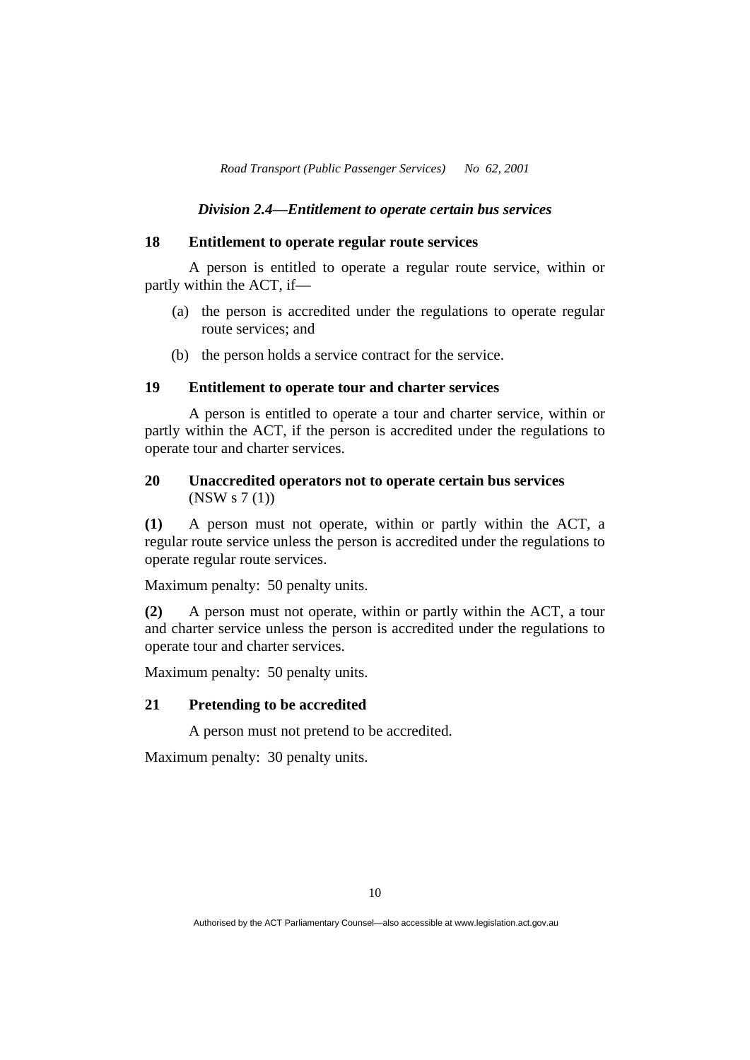### *Division 2.4—Entitlement to operate certain bus services*

**18 Entitlement to operate regular route services**

A person is entitled to operate a regular route service, within or partly within the ACT, if—

(a) the person is accredited under the regulations to operate regular route services; and

(b) the person holds a service contract for the service.

**19 Entitlement to operate tour and charter services**

A person is entitled to operate a tour and charter service, within or partly within the ACT, if the person is accredited under the regulations to operate tour and charter services.

**20 Unaccredited operators not to operate certain bus services**
(NSW s 7 (1))

**(1)** A person must not operate, within or partly within the ACT, a regular route service unless the person is accredited under the regulations to operate regular route services.

Maximum penalty: 50 penalty units.

**(2)** A person must not operate, within or partly within the ACT, a tour and charter service unless the person is accredited under the regulations to operate tour and charter services.

Maximum penalty: 50 penalty units.

**21 Pretending to be accredited**

A person must not pretend to be accredited.

Maximum penalty: 30 penalty units.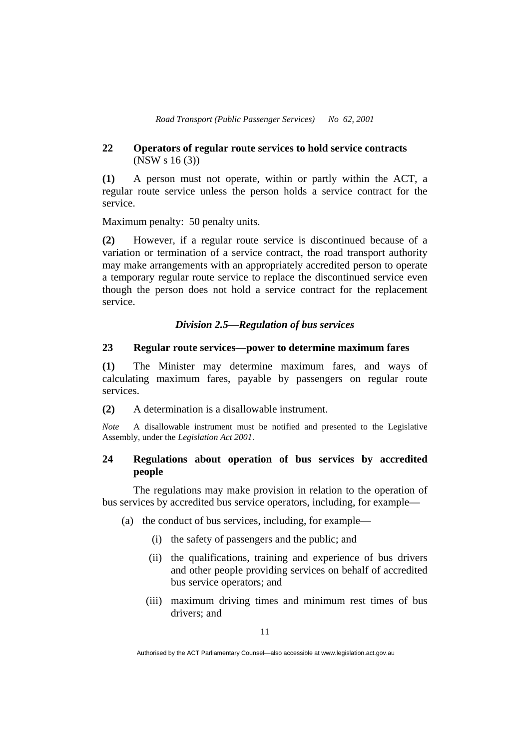### 22 Operators of regular route services to hold service contracts
(NSW s 16 (3))

**(1)** A person must not operate, within or partly within the ACT, a regular route service unless the person holds a service contract for the service.

Maximum penalty: 50 penalty units.

**(2)** However, if a regular route service is discontinued because of a variation or termination of a service contract, the road transport authority may make arrangements with an appropriately accredited person to operate a temporary regular route service to replace the discontinued service even though the person does not hold a service contract for the replacement service.

## *Division 2.5—Regulation of bus services*

### 23 Regular route services—power to determine maximum fares

**(1)** The Minister may determine maximum fares, and ways of calculating maximum fares, payable by passengers on regular route services.

**(2)** A determination is a disallowable instrument.

*Note* A disallowable instrument must be notified and presented to the Legislative Assembly, under the *Legislation Act 2001*.

### 24 Regulations about operation of bus services by accredited people

The regulations may make provision in relation to the operation of bus services by accredited bus service operators, including, for example—

(a) the conduct of bus services, including, for example—

(i) the safety of passengers and the public; and

(ii) the qualifications, training and experience of bus drivers and other people providing services on behalf of accredited bus service operators; and

(iii) maximum driving times and minimum rest times of bus drivers; and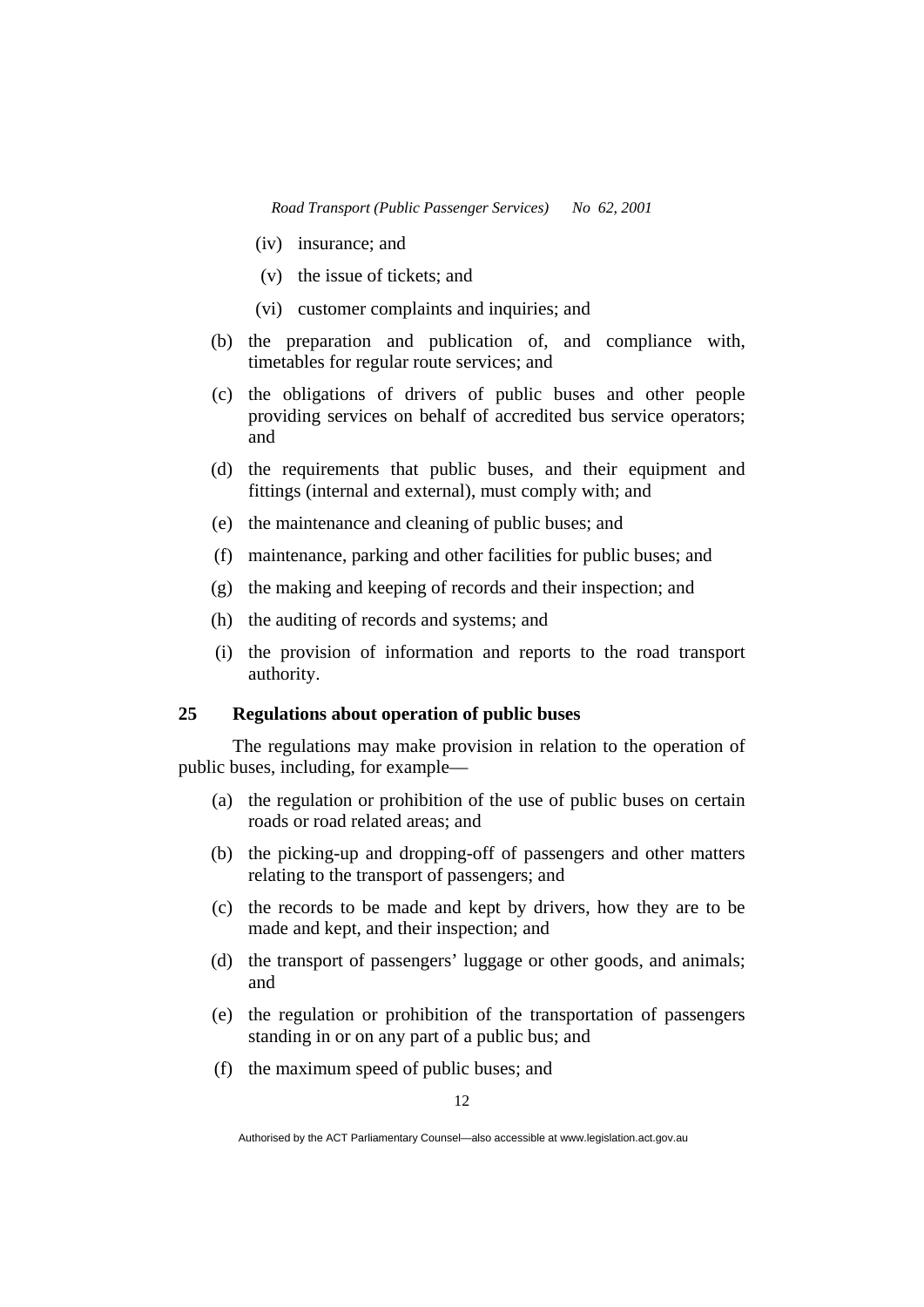(iv) insurance; and

(v) the issue of tickets; and

(vi) customer complaints and inquiries; and

(b) the preparation and publication of, and compliance with, timetables for regular route services; and

(c) the obligations of drivers of public buses and other people providing services on behalf of accredited bus service operators; and

(d) the requirements that public buses, and their equipment and fittings (internal and external), must comply with; and

(e) the maintenance and cleaning of public buses; and

(f) maintenance, parking and other facilities for public buses; and

(g) the making and keeping of records and their inspection; and

(h) the auditing of records and systems; and

(i) the provision of information and reports to the road transport authority.

### 25 Regulations about operation of public buses

The regulations may make provision in relation to the operation of public buses, including, for example—

(a) the regulation or prohibition of the use of public buses on certain roads or road related areas; and

(b) the picking-up and dropping-off of passengers and other matters relating to the transport of passengers; and

(c) the records to be made and kept by drivers, how they are to be made and kept, and their inspection; and

(d) the transport of passengers' luggage or other goods, and animals; and

(e) the regulation or prohibition of the transportation of passengers standing in or on any part of a public bus; and

(f) the maximum speed of public buses; and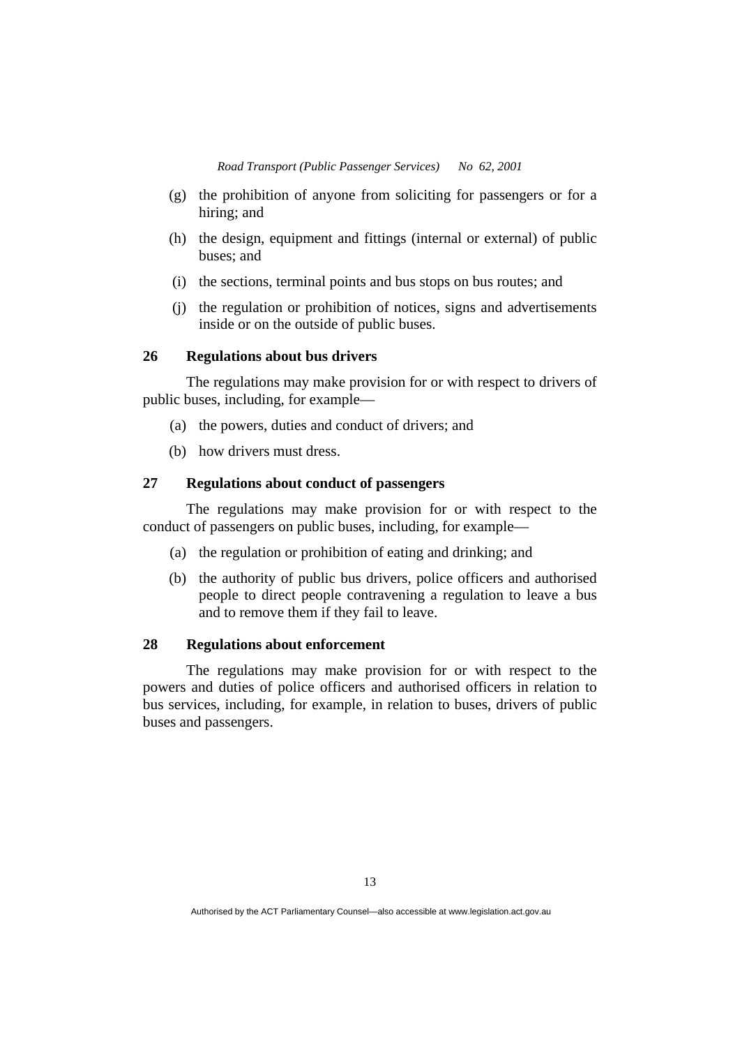(g) the prohibition of anyone from soliciting for passengers or for a hiring; and

(h) the design, equipment and fittings (internal or external) of public buses; and

(i) the sections, terminal points and bus stops on bus routes; and

(j) the regulation or prohibition of notices, signs and advertisements inside or on the outside of public buses.

## 26 Regulations about bus drivers

The regulations may make provision for or with respect to drivers of public buses, including, for example—

(a) the powers, duties and conduct of drivers; and

(b) how drivers must dress.

## 27 Regulations about conduct of passengers

The regulations may make provision for or with respect to the conduct of passengers on public buses, including, for example—

(a) the regulation or prohibition of eating and drinking; and

(b) the authority of public bus drivers, police officers and authorised people to direct people contravening a regulation to leave a bus and to remove them if they fail to leave.

## 28 Regulations about enforcement

The regulations may make provision for or with respect to the powers and duties of police officers and authorised officers in relation to bus services, including, for example, in relation to buses, drivers of public buses and passengers.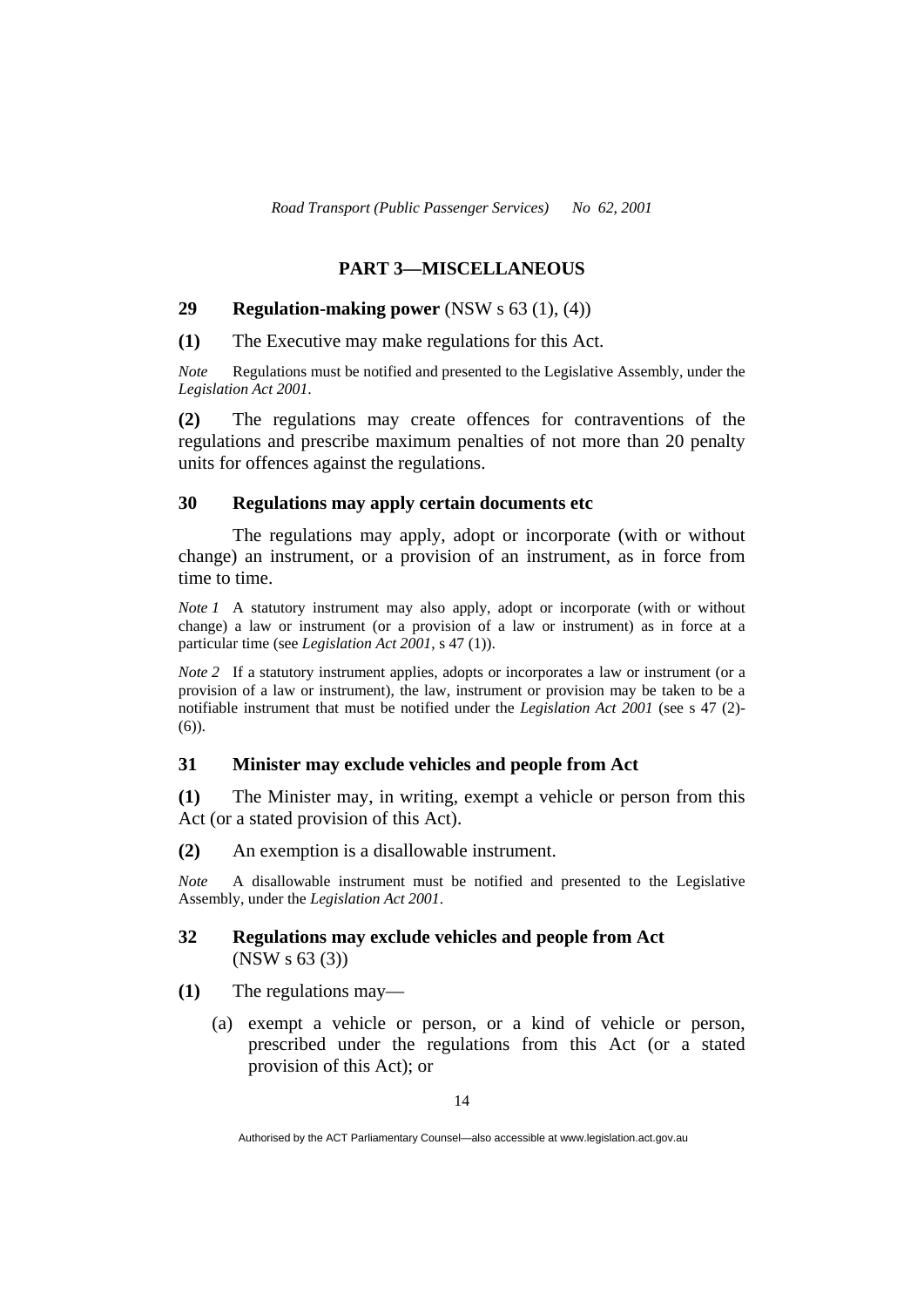## PART 3—MISCELLANEOUS

### 29 Regulation-making power (NSW s 63 (1), (4))

**(1)** The Executive may make regulations for this Act.

*Note* Regulations must be notified and presented to the Legislative Assembly, under the *Legislation Act 2001*.

**(2)** The regulations may create offences for contraventions of the regulations and prescribe maximum penalties of not more than 20 penalty units for offences against the regulations.

### 30 Regulations may apply certain documents etc

The regulations may apply, adopt or incorporate (with or without change) an instrument, or a provision of an instrument, as in force from time to time.

*Note 1* A statutory instrument may also apply, adopt or incorporate (with or without change) a law or instrument (or a provision of a law or instrument) as in force at a particular time (see *Legislation Act 2001*, s 47 (1)).

*Note 2* If a statutory instrument applies, adopts or incorporates a law or instrument (or a provision of a law or instrument), the law, instrument or provision may be taken to be a notifiable instrument that must be notified under the *Legislation Act 2001* (see s 47 (2)-(6)).

### 31 Minister may exclude vehicles and people from Act

**(1)** The Minister may, in writing, exempt a vehicle or person from this Act (or a stated provision of this Act).

**(2)** An exemption is a disallowable instrument.

*Note* A disallowable instrument must be notified and presented to the Legislative Assembly, under the *Legislation Act 2001*.

### 32 Regulations may exclude vehicles and people from Act (NSW s 63 (3))

**(1)** The regulations may—

(a) exempt a vehicle or person, or a kind of vehicle or person, prescribed under the regulations from this Act (or a stated provision of this Act); or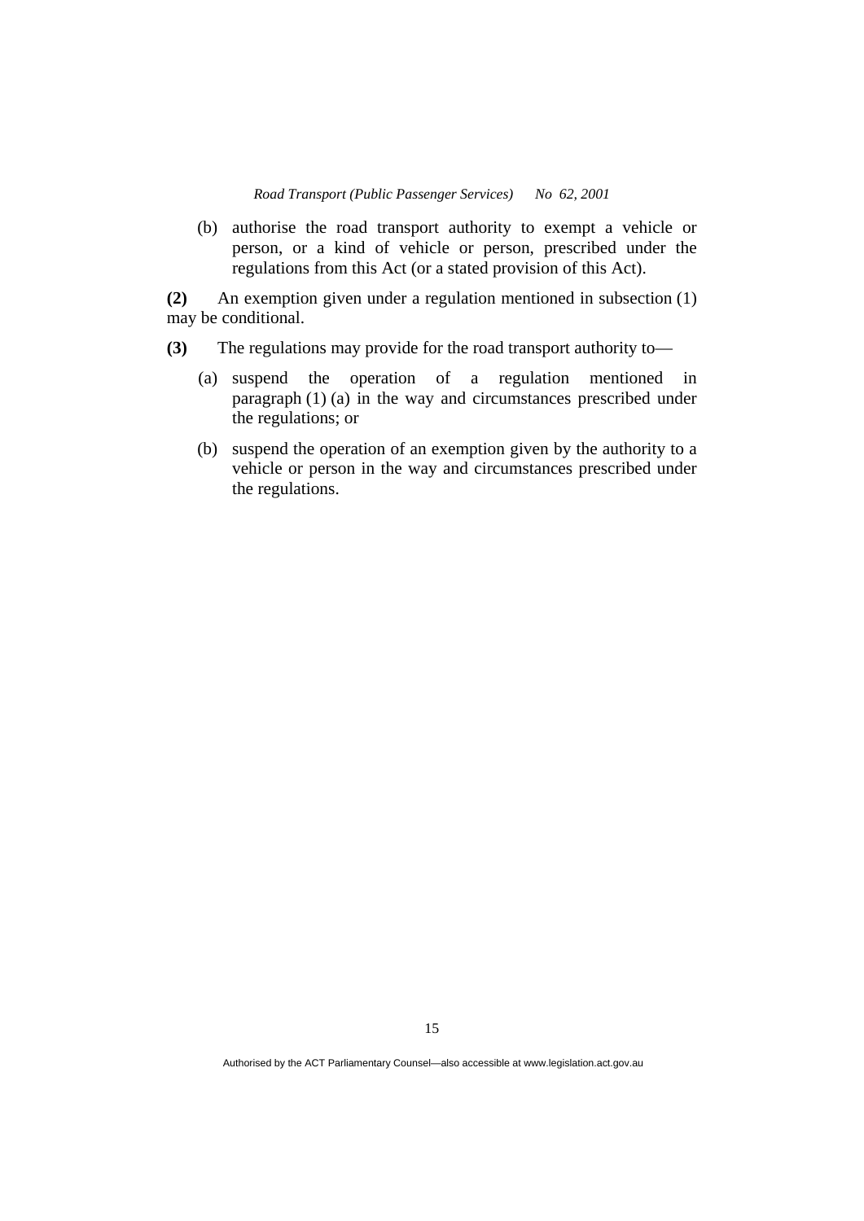(b) authorise the road transport authority to exempt a vehicle or person, or a kind of vehicle or person, prescribed under the regulations from this Act (or a stated provision of this Act).

**(2)** An exemption given under a regulation mentioned in subsection (1) may be conditional.

**(3)** The regulations may provide for the road transport authority to—

(a) suspend the operation of a regulation mentioned in paragraph (1) (a) in the way and circumstances prescribed under the regulations; or

(b) suspend the operation of an exemption given by the authority to a vehicle or person in the way and circumstances prescribed under the regulations.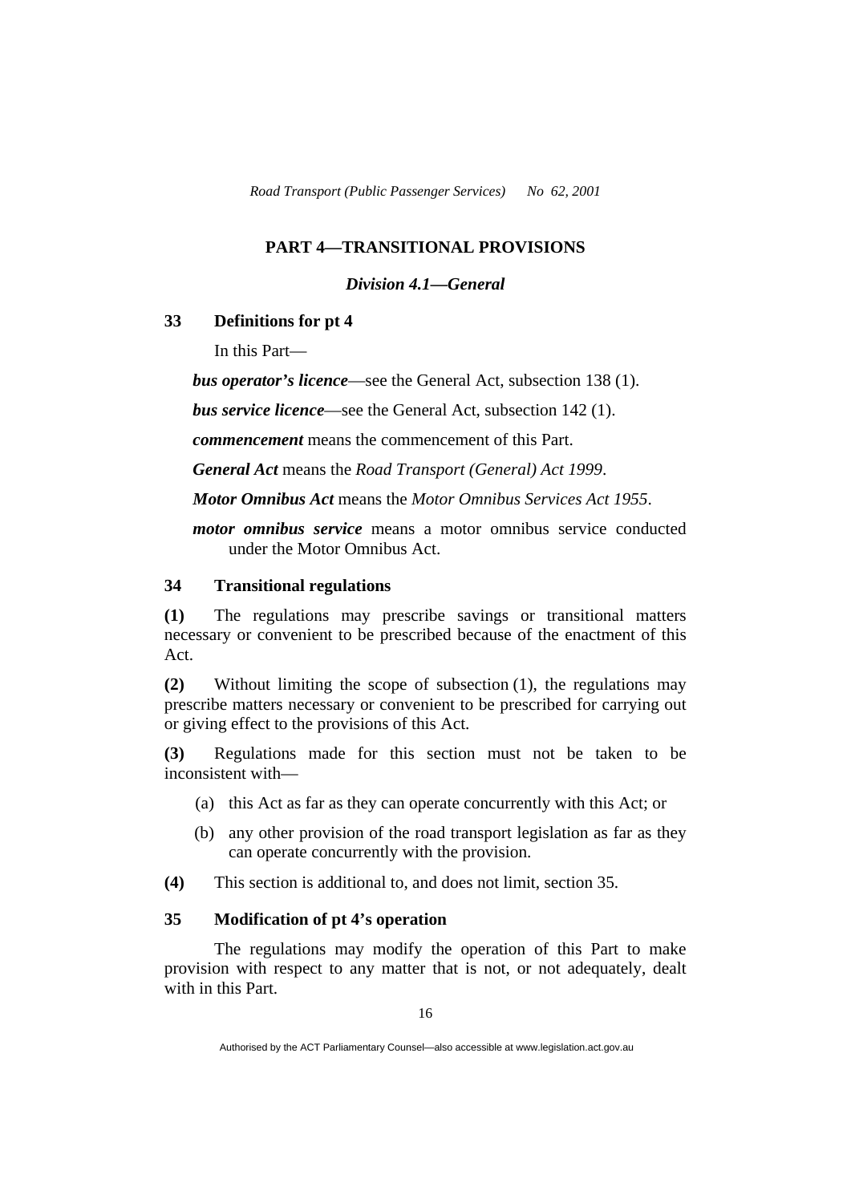## PART 4—TRANSITIONAL PROVISIONS

### *Division 4.1—General*

**33 Definitions for pt 4**

In this Part—

***bus operator's licence***—see the General Act, subsection 138 (1).

***bus service licence***—see the General Act, subsection 142 (1).

***commencement*** means the commencement of this Part.

***General Act*** means the *Road Transport (General) Act 1999*.

***Motor Omnibus Act*** means the *Motor Omnibus Services Act 1955*.

***motor omnibus service*** means a motor omnibus service conducted under the Motor Omnibus Act.

**34 Transitional regulations**

**(1)** The regulations may prescribe savings or transitional matters necessary or convenient to be prescribed because of the enactment of this Act.

**(2)** Without limiting the scope of subsection (1), the regulations may prescribe matters necessary or convenient to be prescribed for carrying out or giving effect to the provisions of this Act.

**(3)** Regulations made for this section must not be taken to be inconsistent with—

(a) this Act as far as they can operate concurrently with this Act; or

(b) any other provision of the road transport legislation as far as they can operate concurrently with the provision.

**(4)** This section is additional to, and does not limit, section 35.

**35 Modification of pt 4's operation**

The regulations may modify the operation of this Part to make provision with respect to any matter that is not, or not adequately, dealt with in this Part.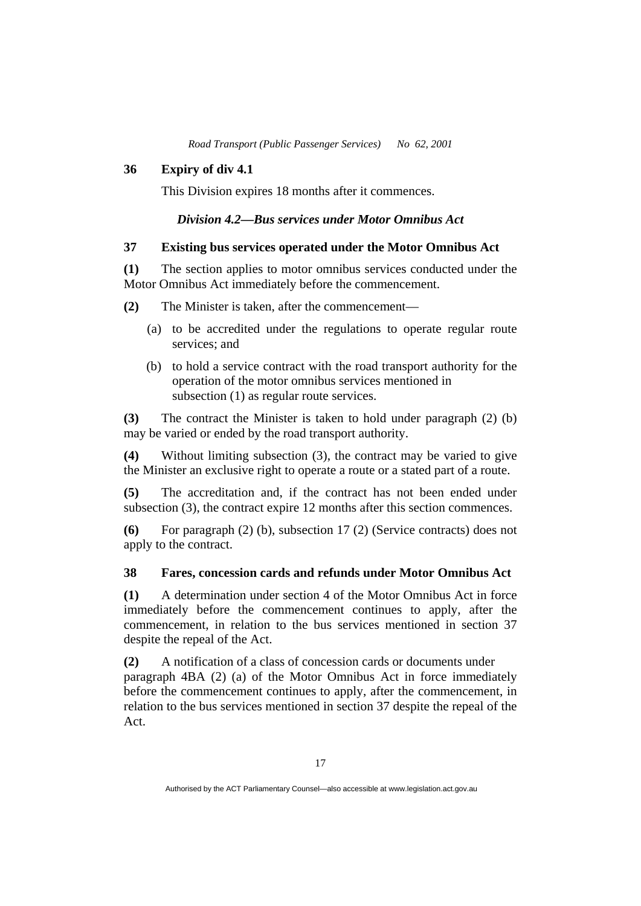### 36 Expiry of div 4.1

This Division expires 18 months after it commences.

#### *Division 4.2—Bus services under Motor Omnibus Act*

### 37 Existing bus services operated under the Motor Omnibus Act

**(1)** The section applies to motor omnibus services conducted under the Motor Omnibus Act immediately before the commencement.

**(2)** The Minister is taken, after the commencement—

(a) to be accredited under the regulations to operate regular route services; and

(b) to hold a service contract with the road transport authority for the operation of the motor omnibus services mentioned in subsection (1) as regular route services.

**(3)** The contract the Minister is taken to hold under paragraph (2) (b) may be varied or ended by the road transport authority.

**(4)** Without limiting subsection (3), the contract may be varied to give the Minister an exclusive right to operate a route or a stated part of a route.

**(5)** The accreditation and, if the contract has not been ended under subsection (3), the contract expire 12 months after this section commences.

**(6)** For paragraph (2) (b), subsection 17 (2) (Service contracts) does not apply to the contract.

### 38 Fares, concession cards and refunds under Motor Omnibus Act

**(1)** A determination under section 4 of the Motor Omnibus Act in force immediately before the commencement continues to apply, after the commencement, in relation to the bus services mentioned in section 37 despite the repeal of the Act.

**(2)** A notification of a class of concession cards or documents under paragraph 4BA (2) (a) of the Motor Omnibus Act in force immediately before the commencement continues to apply, after the commencement, in relation to the bus services mentioned in section 37 despite the repeal of the Act.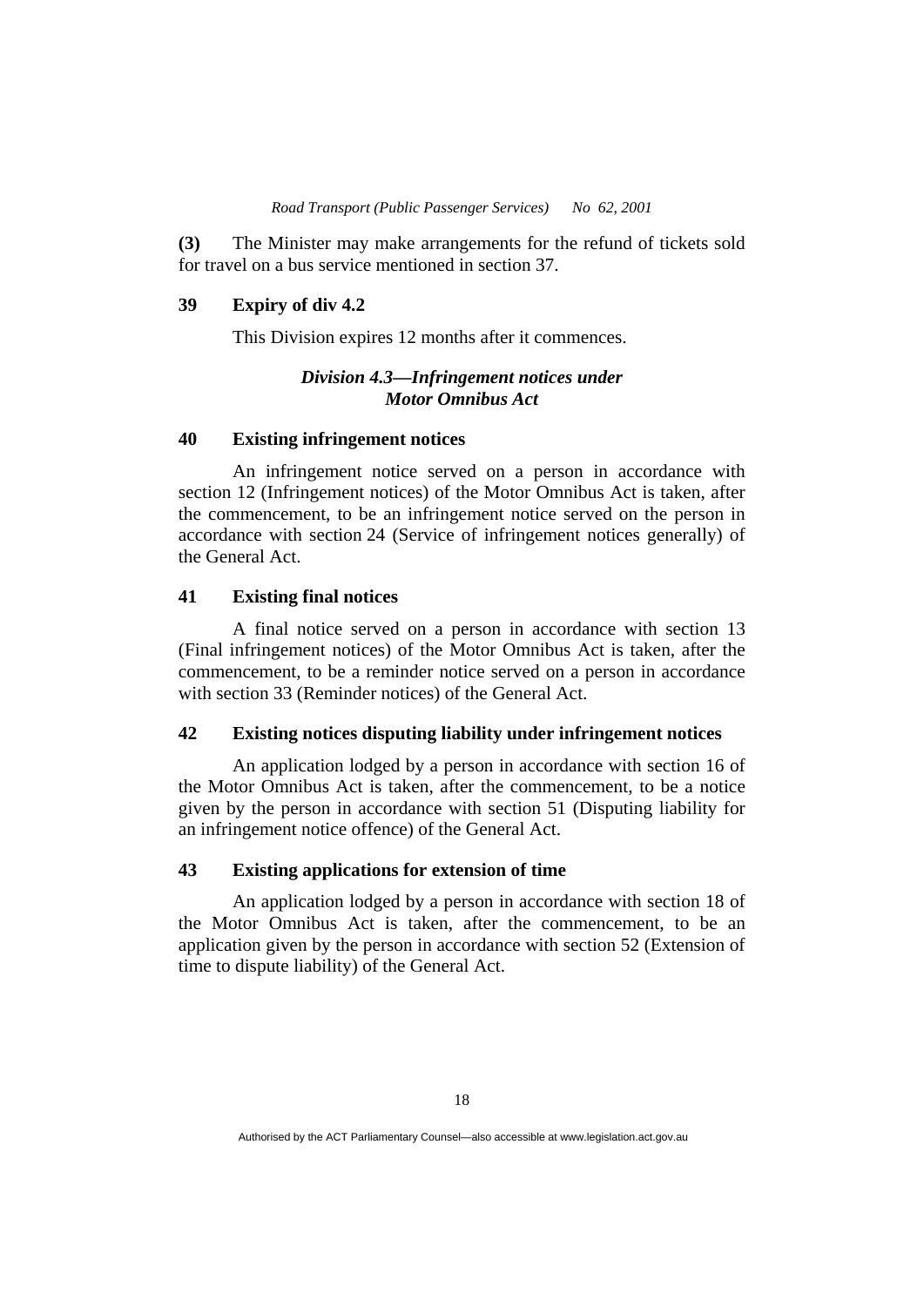**(3)** The Minister may make arrangements for the refund of tickets sold for travel on a bus service mentioned in section 37.

### 39 Expiry of div 4.2

This Division expires 12 months after it commences.

## *Division 4.3—Infringement notices under Motor Omnibus Act*

### 40 Existing infringement notices

An infringement notice served on a person in accordance with section 12 (Infringement notices) of the Motor Omnibus Act is taken, after the commencement, to be an infringement notice served on the person in accordance with section 24 (Service of infringement notices generally) of the General Act.

### 41 Existing final notices

A final notice served on a person in accordance with section 13 (Final infringement notices) of the Motor Omnibus Act is taken, after the commencement, to be a reminder notice served on a person in accordance with section 33 (Reminder notices) of the General Act.

### 42 Existing notices disputing liability under infringement notices

An application lodged by a person in accordance with section 16 of the Motor Omnibus Act is taken, after the commencement, to be a notice given by the person in accordance with section 51 (Disputing liability for an infringement notice offence) of the General Act.

### 43 Existing applications for extension of time

An application lodged by a person in accordance with section 18 of the Motor Omnibus Act is taken, after the commencement, to be an application given by the person in accordance with section 52 (Extension of time to dispute liability) of the General Act.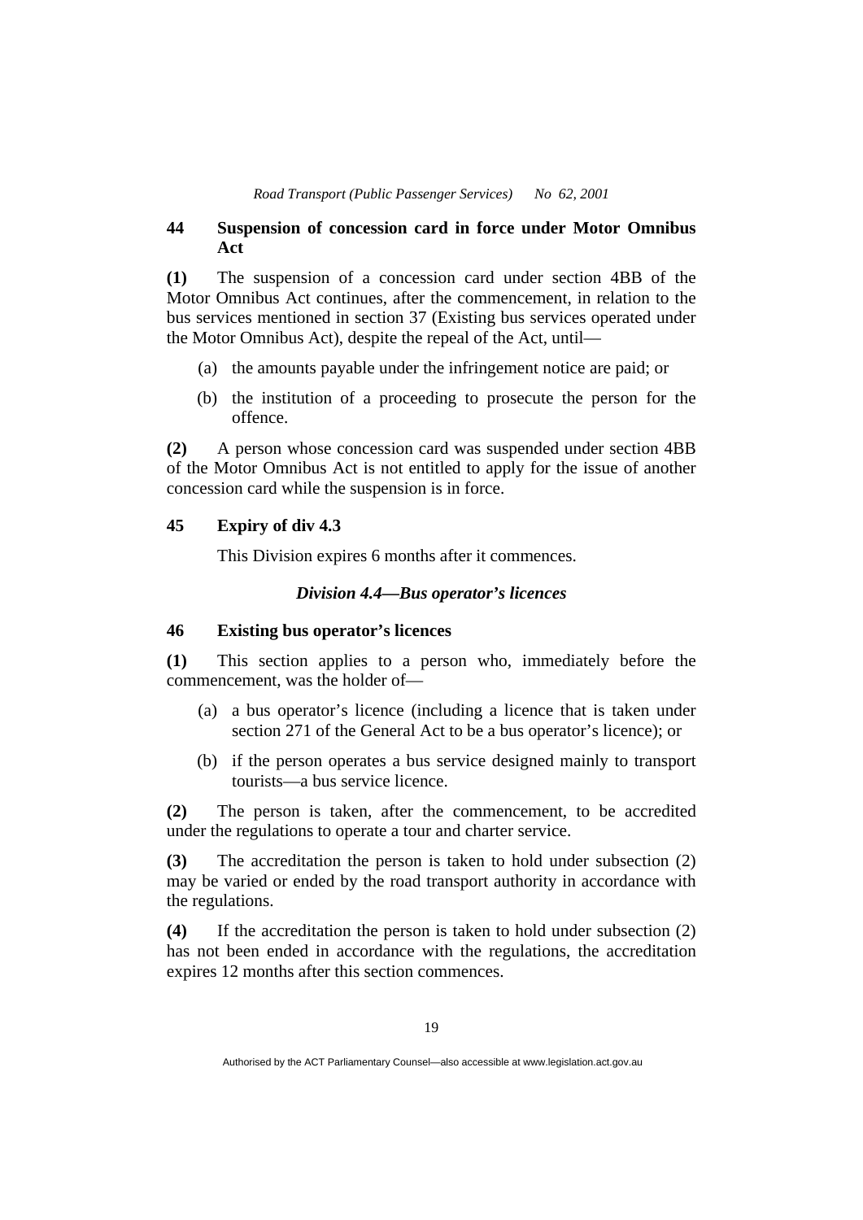## 44 Suspension of concession card in force under Motor Omnibus Act

**(1)** The suspension of a concession card under section 4BB of the Motor Omnibus Act continues, after the commencement, in relation to the bus services mentioned in section 37 (Existing bus services operated under the Motor Omnibus Act), despite the repeal of the Act, until—

(a) the amounts payable under the infringement notice are paid; or

(b) the institution of a proceeding to prosecute the person for the offence.

**(2)** A person whose concession card was suspended under section 4BB of the Motor Omnibus Act is not entitled to apply for the issue of another concession card while the suspension is in force.

## 45 Expiry of div 4.3

This Division expires 6 months after it commences.

### *Division 4.4—Bus operator's licences*

## 46 Existing bus operator's licences

**(1)** This section applies to a person who, immediately before the commencement, was the holder of—

(a) a bus operator's licence (including a licence that is taken under section 271 of the General Act to be a bus operator's licence); or

(b) if the person operates a bus service designed mainly to transport tourists—a bus service licence.

**(2)** The person is taken, after the commencement, to be accredited under the regulations to operate a tour and charter service.

**(3)** The accreditation the person is taken to hold under subsection (2) may be varied or ended by the road transport authority in accordance with the regulations.

**(4)** If the accreditation the person is taken to hold under subsection (2) has not been ended in accordance with the regulations, the accreditation expires 12 months after this section commences.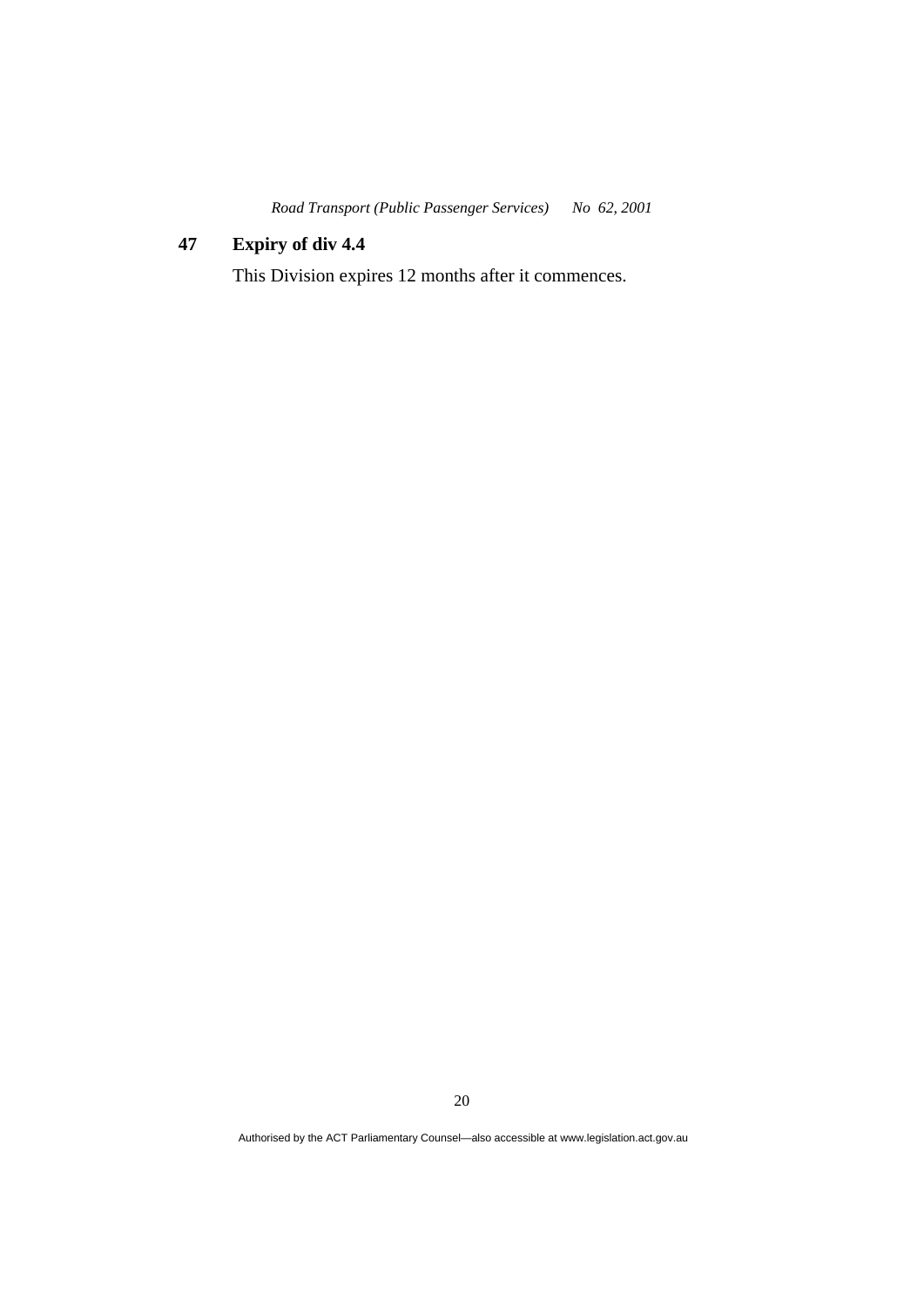**47 Expiry of div 4.4**

This Division expires 12 months after it commences.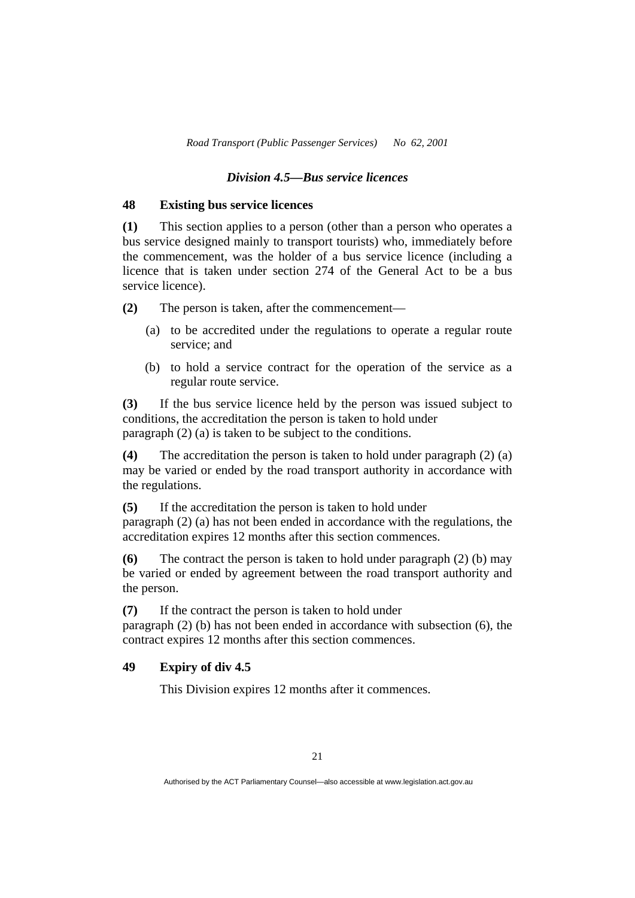### *Division 4.5—Bus service licences*

#### 48 Existing bus service licences

**(1)** This section applies to a person (other than a person who operates a bus service designed mainly to transport tourists) who, immediately before the commencement, was the holder of a bus service licence (including a licence that is taken under section 274 of the General Act to be a bus service licence).

**(2)** The person is taken, after the commencement—

(a) to be accredited under the regulations to operate a regular route service; and

(b) to hold a service contract for the operation of the service as a regular route service.

**(3)** If the bus service licence held by the person was issued subject to conditions, the accreditation the person is taken to hold under paragraph (2) (a) is taken to be subject to the conditions.

**(4)** The accreditation the person is taken to hold under paragraph (2) (a) may be varied or ended by the road transport authority in accordance with the regulations.

**(5)** If the accreditation the person is taken to hold under paragraph (2) (a) has not been ended in accordance with the regulations, the accreditation expires 12 months after this section commences.

**(6)** The contract the person is taken to hold under paragraph (2) (b) may be varied or ended by agreement between the road transport authority and the person.

**(7)** If the contract the person is taken to hold under paragraph (2) (b) has not been ended in accordance with subsection (6), the contract expires 12 months after this section commences.

#### 49 Expiry of div 4.5

This Division expires 12 months after it commences.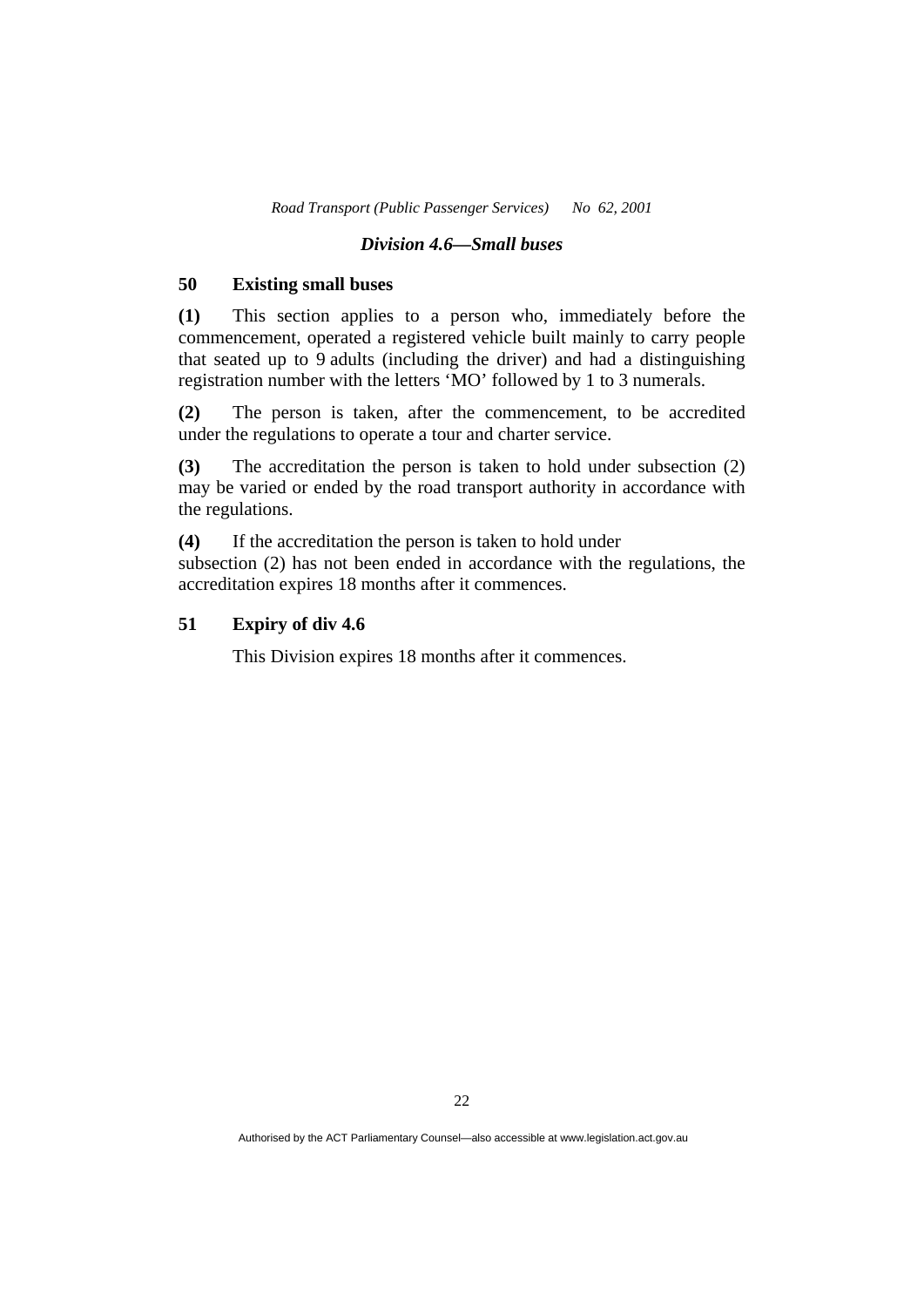### *Division 4.6—Small buses*

### 50 Existing small buses

**(1)** This section applies to a person who, immediately before the commencement, operated a registered vehicle built mainly to carry people that seated up to 9 adults (including the driver) and had a distinguishing registration number with the letters 'MO' followed by 1 to 3 numerals.

**(2)** The person is taken, after the commencement, to be accredited under the regulations to operate a tour and charter service.

**(3)** The accreditation the person is taken to hold under subsection (2) may be varied or ended by the road transport authority in accordance with the regulations.

**(4)** If the accreditation the person is taken to hold under subsection (2) has not been ended in accordance with the regulations, the accreditation expires 18 months after it commences.

### 51 Expiry of div 4.6

This Division expires 18 months after it commences.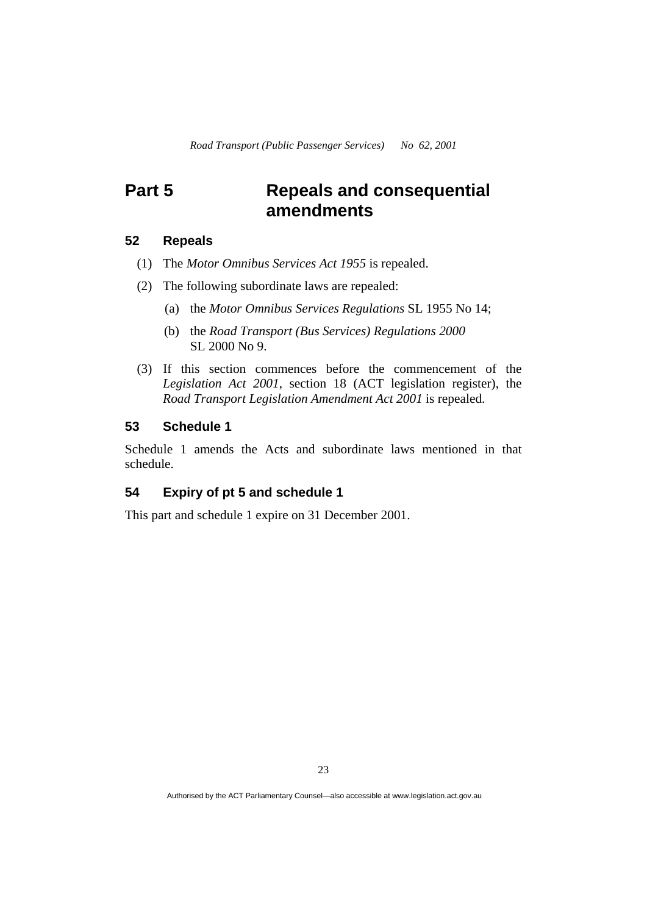# Part 5 Repeals and consequential amendments

## 52 Repeals

(1) The *Motor Omnibus Services Act 1955* is repealed.

(2) The following subordinate laws are repealed:

(a) the *Motor Omnibus Services Regulations* SL 1955 No 14;

(b) the *Road Transport (Bus Services) Regulations 2000* SL 2000 No 9.

(3) If this section commences before the commencement of the *Legislation Act 2001*, section 18 (ACT legislation register), the *Road Transport Legislation Amendment Act 2001* is repealed.

## 53 Schedule 1

Schedule 1 amends the Acts and subordinate laws mentioned in that schedule.

## 54 Expiry of pt 5 and schedule 1

This part and schedule 1 expire on 31 December 2001.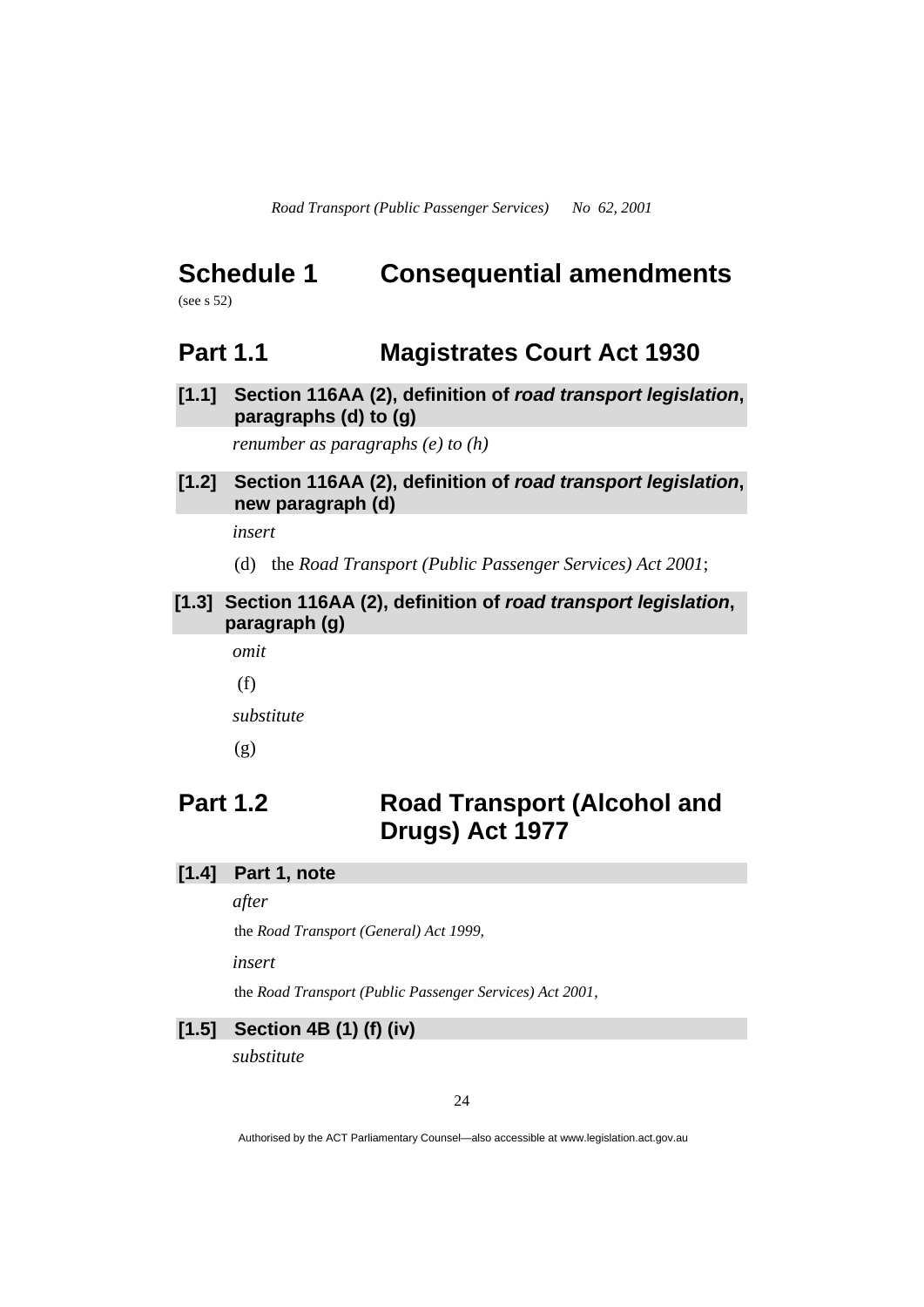# Schedule 1 Consequential amendments

(see s 52)

## Part 1.1 Magistrates Court Act 1930

**[1.1] Section 116AA (2), definition of *road transport legislation*, paragraphs (d) to (g)**

*renumber as paragraphs (e) to (h)*

**[1.2] Section 116AA (2), definition of *road transport legislation*, new paragraph (d)**

*insert*

(d) the *Road Transport (Public Passenger Services) Act 2001*;

**[1.3] Section 116AA (2), definition of *road transport legislation*, paragraph (g)**

*omit*

(f)

*substitute*

(g)

## Part 1.2 Road Transport (Alcohol and Drugs) Act 1977

**[1.4] Part 1, note**

*after*

the *Road Transport (General) Act 1999*,

*insert*

the *Road Transport (Public Passenger Services) Act 2001*,

**[1.5] Section 4B (1) (f) (iv)**

*substitute*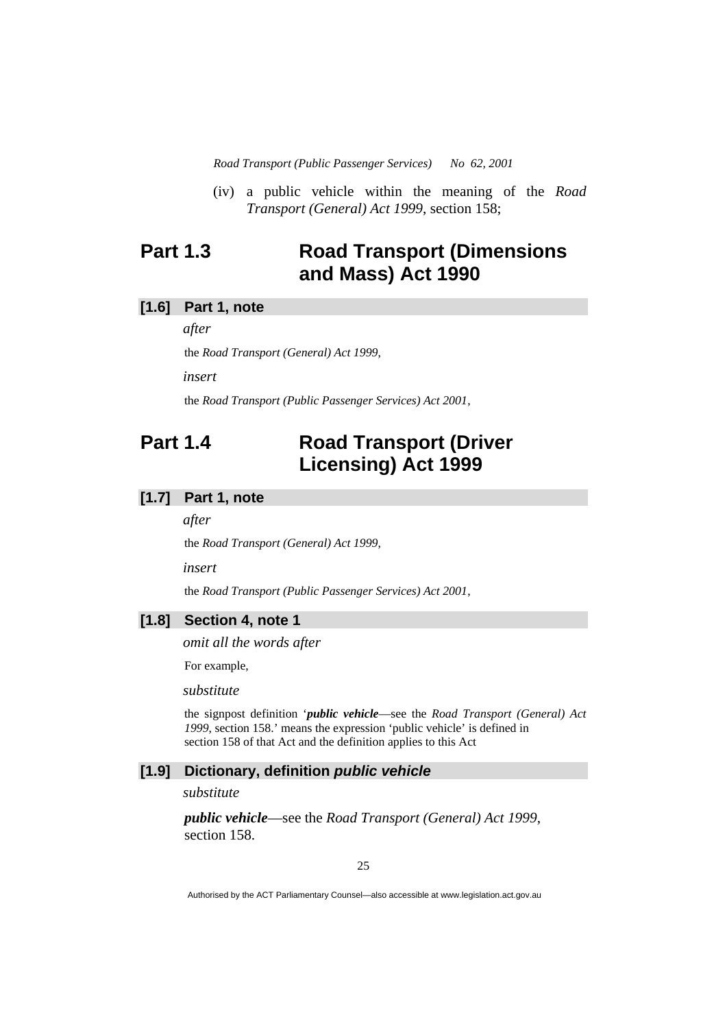(iv) a public vehicle within the meaning of the *Road Transport (General) Act 1999*, section 158;

## Part 1.3 Road Transport (Dimensions and Mass) Act 1990

### [1.6] Part 1, note

*after*

the *Road Transport (General) Act 1999*,

*insert*

the *Road Transport (Public Passenger Services) Act 2001*,

## Part 1.4 Road Transport (Driver Licensing) Act 1999

### [1.7] Part 1, note

*after*

the *Road Transport (General) Act 1999*,

*insert*

the *Road Transport (Public Passenger Services) Act 2001*,

### [1.8] Section 4, note 1

*omit all the words after*

For example,

*substitute*

the signpost definition '***public vehicle***—see the *Road Transport (General) Act 1999*, section 158.' means the expression 'public vehicle' is defined in section 158 of that Act and the definition applies to this Act

### [1.9] Dictionary, definition *public vehicle*

*substitute*

***public vehicle***—see the *Road Transport (General) Act 1999*, section 158.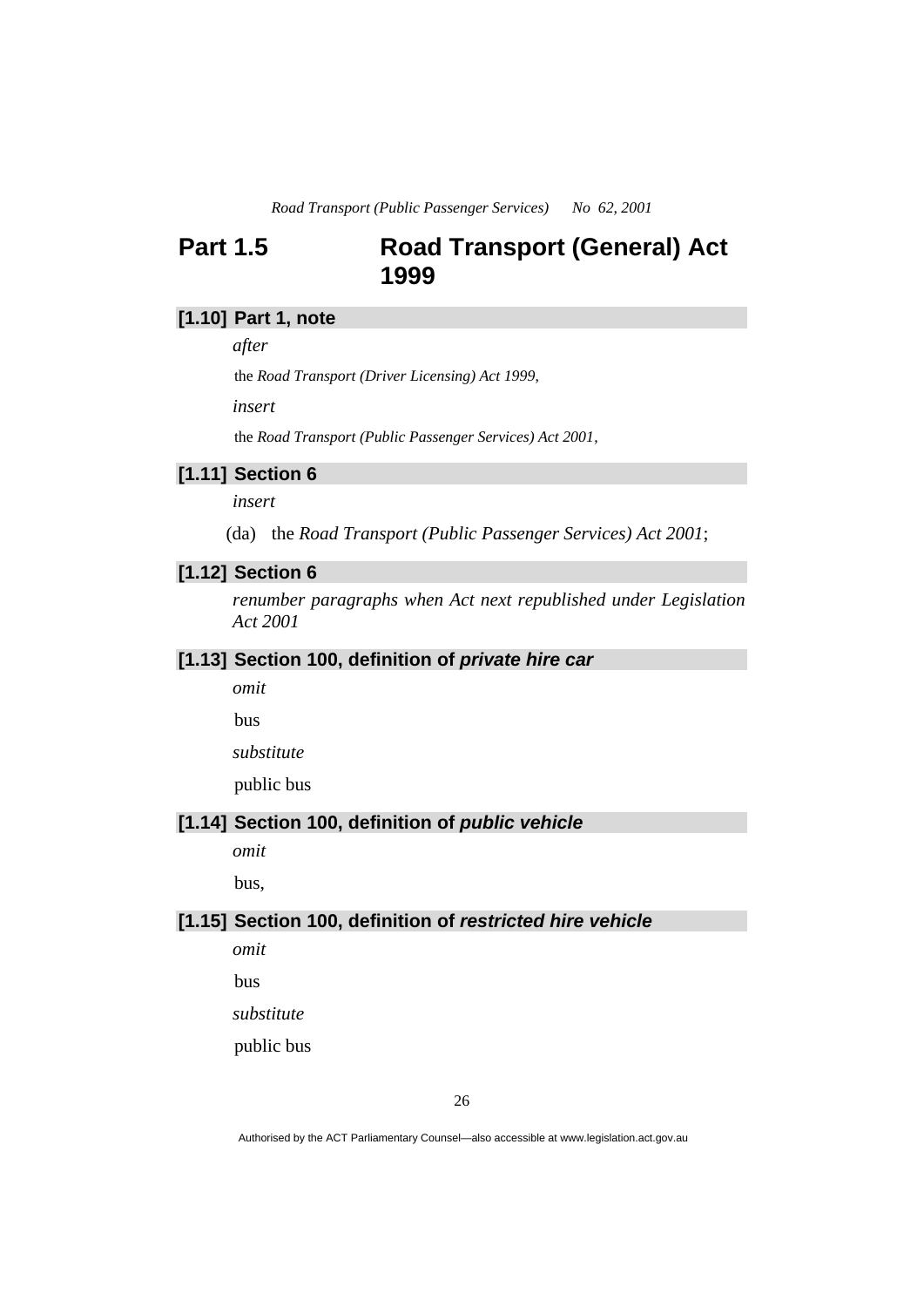## Part 1.5 Road Transport (General) Act 1999

### [1.10] Part 1, note

*after*

the *Road Transport (Driver Licensing) Act 1999*,

*insert*

the *Road Transport (Public Passenger Services) Act 2001*,

### [1.11] Section 6

*insert*

(da) the *Road Transport (Public Passenger Services) Act 2001*;

### [1.12] Section 6

*renumber paragraphs when Act next republished under Legislation Act 2001*

### [1.13] Section 100, definition of ***private hire car***

*omit*

bus

*substitute*

public bus

### [1.14] Section 100, definition of ***public vehicle***

*omit*

bus,

### [1.15] Section 100, definition of ***restricted hire vehicle***

*omit*

bus

*substitute*

public bus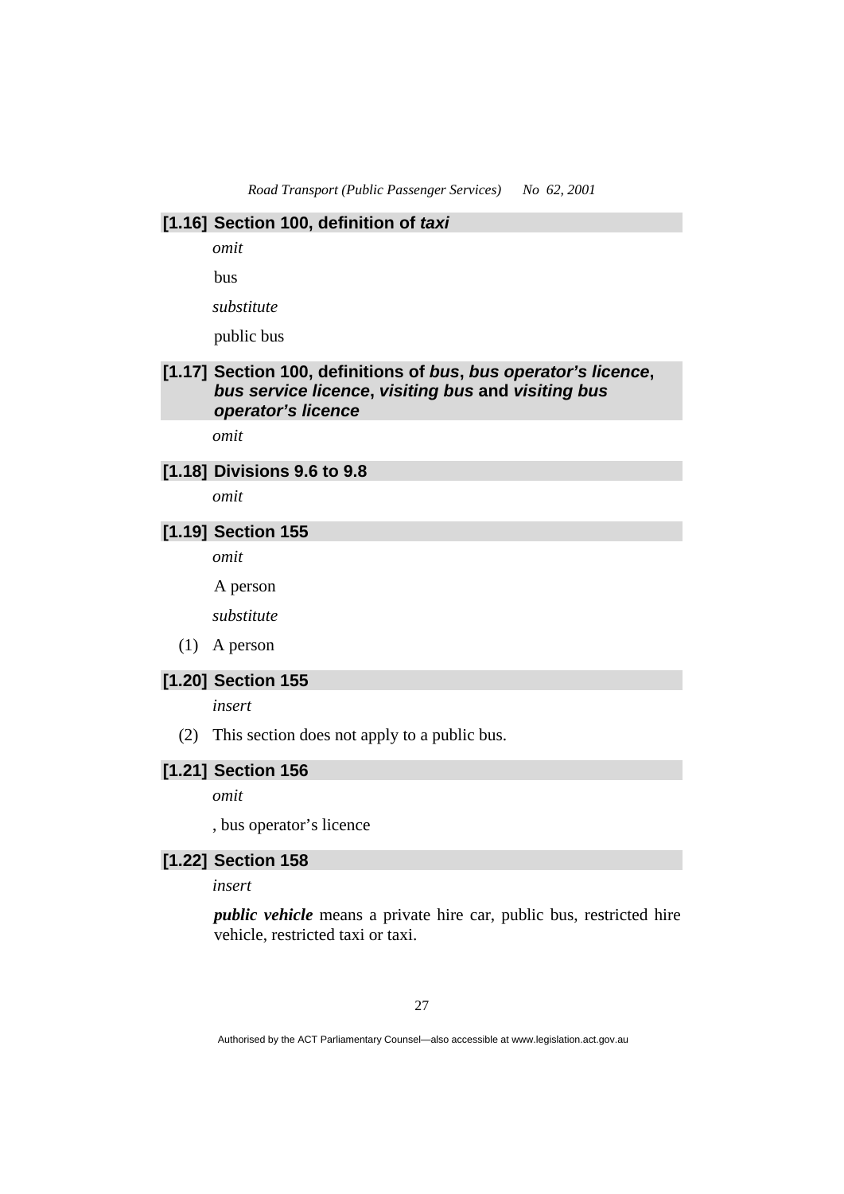### [1.16] Section 100, definition of ***taxi***

*omit*

bus

*substitute*

public bus

### [1.17] Section 100, definitions of ***bus***, ***bus operator's licence***, ***bus service licence***, ***visiting bus*** and ***visiting bus operator's licence***

*omit*

### [1.18] Divisions 9.6 to 9.8

*omit*

### [1.19] Section 155

*omit*

A person

*substitute*

(1) A person

### [1.20] Section 155

*insert*

(2) This section does not apply to a public bus.

### [1.21] Section 156

*omit*

, bus operator's licence

### [1.22] Section 158

*insert*

***public vehicle*** means a private hire car, public bus, restricted hire vehicle, restricted taxi or taxi.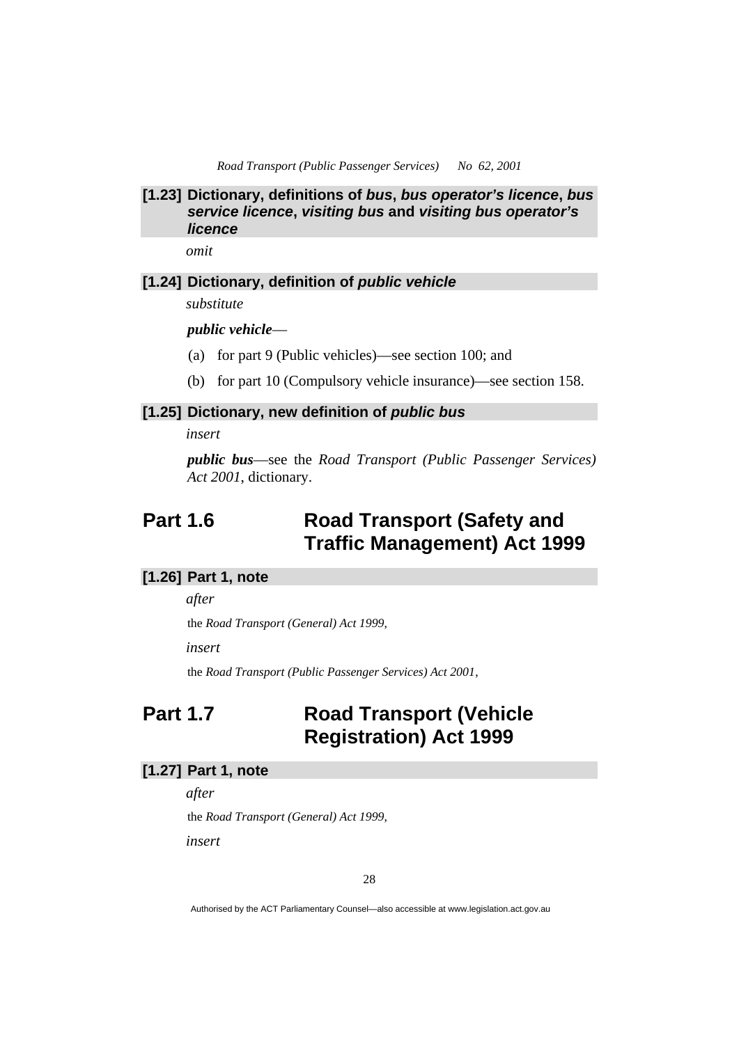### [1.23] Dictionary, definitions of ***bus***, ***bus operator's licence***, ***bus service licence***, ***visiting bus*** and ***visiting bus operator's licence***

*omit*

### [1.24] Dictionary, definition of ***public vehicle***

*substitute*

***public vehicle***—

(a) for part 9 (Public vehicles)—see section 100; and

(b) for part 10 (Compulsory vehicle insurance)—see section 158.

### [1.25] Dictionary, new definition of ***public bus***

*insert*

***public bus***—see the *Road Transport (Public Passenger Services) Act 2001*, dictionary.

## Part 1.6 Road Transport (Safety and Traffic Management) Act 1999

### [1.26] Part 1, note

*after*

the *Road Transport (General) Act 1999*,

*insert*

the *Road Transport (Public Passenger Services) Act 2001*,

## Part 1.7 Road Transport (Vehicle Registration) Act 1999

### [1.27] Part 1, note

*after*

the *Road Transport (General) Act 1999*,

*insert*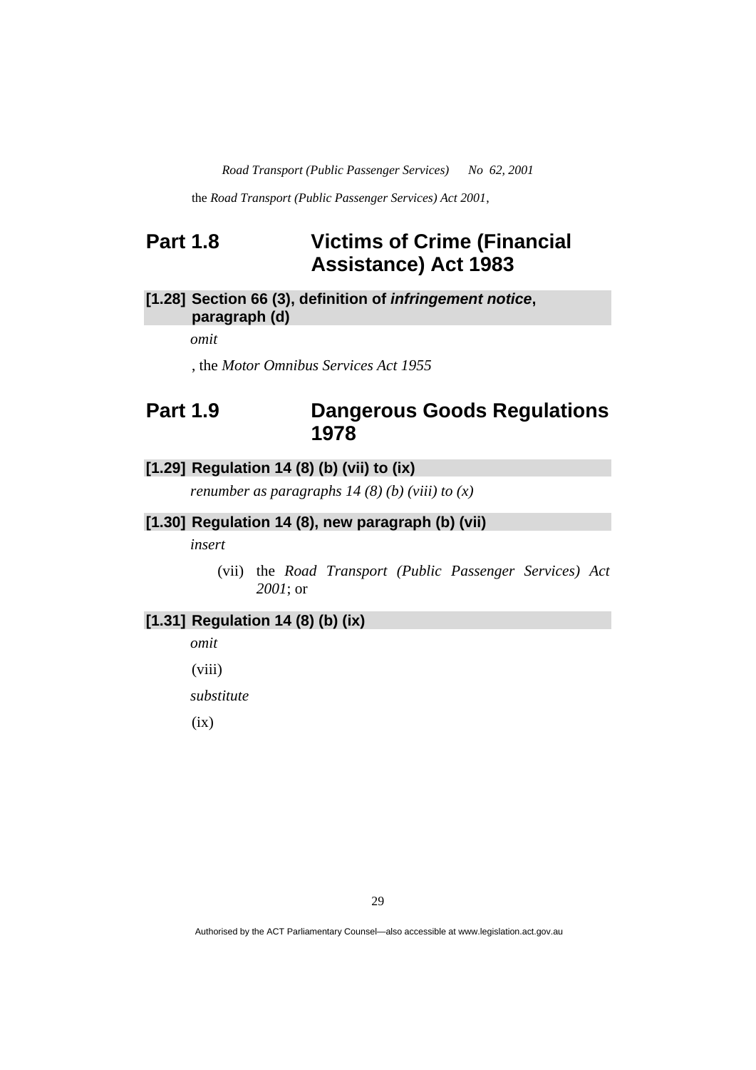the *Road Transport (Public Passenger Services) Act 2001*,

## Part 1.8 Victims of Crime (Financial Assistance) Act 1983

### [1.28] Section 66 (3), definition of ***infringement notice***, paragraph (d)

*omit*

, the *Motor Omnibus Services Act 1955*

## Part 1.9 Dangerous Goods Regulations 1978

### [1.29] Regulation 14 (8) (b) (vii) to (ix)

*renumber as paragraphs 14 (8) (b) (viii) to (x)*

### [1.30] Regulation 14 (8), new paragraph (b) (vii)

*insert*

(vii) the *Road Transport (Public Passenger Services) Act 2001*; or

### [1.31] Regulation 14 (8) (b) (ix)

*omit*

(viii)

*substitute*

(ix)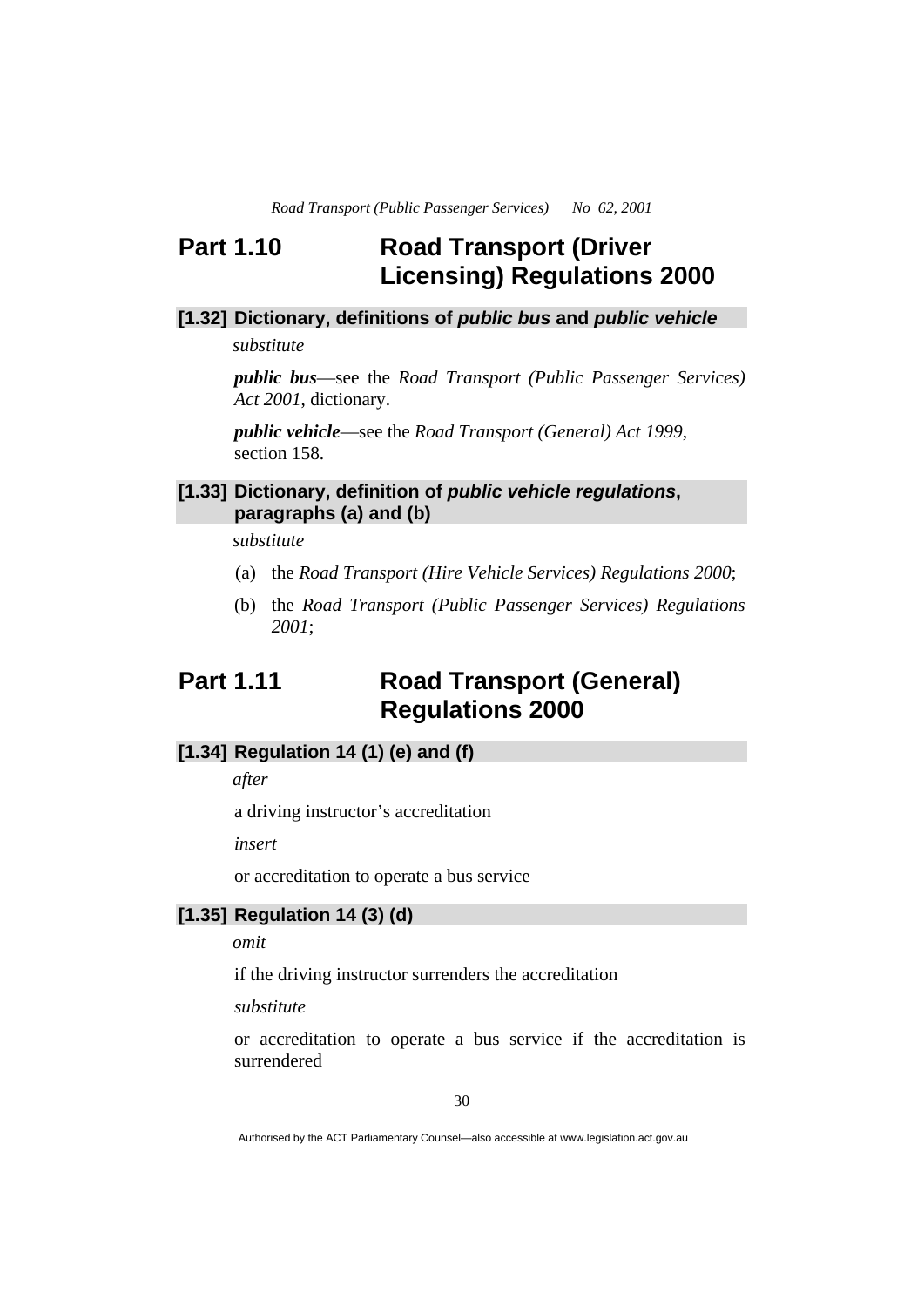## Part 1.10 Road Transport (Driver Licensing) Regulations 2000

### [1.32] Dictionary, definitions of *public bus* and *public vehicle*

*substitute*

***public bus***—see the *Road Transport (Public Passenger Services) Act 2001*, dictionary.

***public vehicle***—see the *Road Transport (General) Act 1999*, section 158.

### [1.33] Dictionary, definition of *public vehicle regulations*, paragraphs (a) and (b)

*substitute*

(a) the *Road Transport (Hire Vehicle Services) Regulations 2000*;

(b) the *Road Transport (Public Passenger Services) Regulations 2001*;

## Part 1.11 Road Transport (General) Regulations 2000

### [1.34] Regulation 14 (1) (e) and (f)

*after*

a driving instructor's accreditation

*insert*

or accreditation to operate a bus service

### [1.35] Regulation 14 (3) (d)

*omit*

if the driving instructor surrenders the accreditation

*substitute*

or accreditation to operate a bus service if the accreditation is surrendered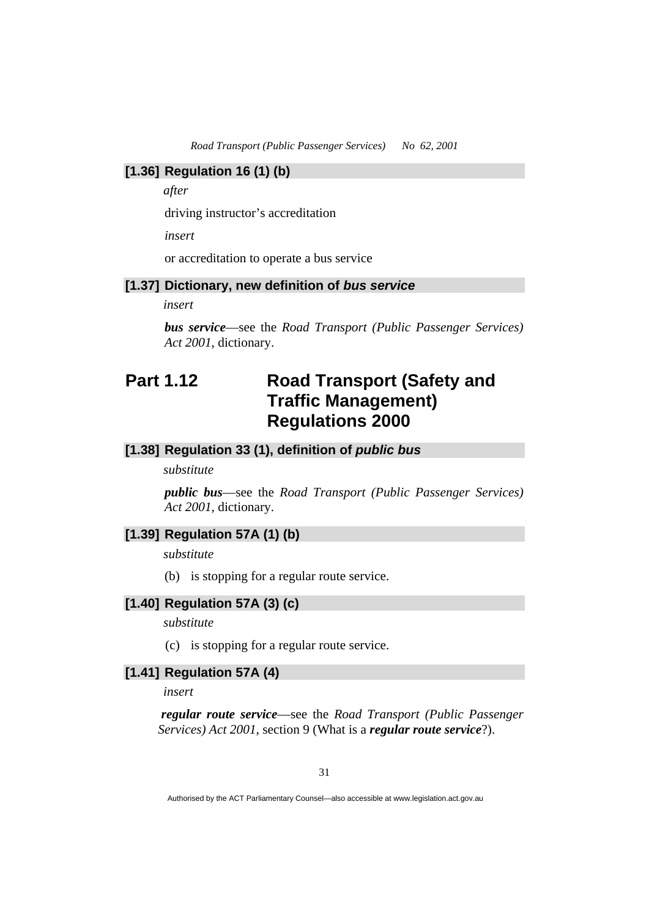### [1.36] Regulation 16 (1) (b)

*after*

driving instructor's accreditation

*insert*

or accreditation to operate a bus service

### [1.37] Dictionary, new definition of *bus service*

*insert*

***bus service***—see the *Road Transport (Public Passenger Services) Act 2001*, dictionary.

## Part 1.12 Road Transport (Safety and Traffic Management) Regulations 2000

### [1.38] Regulation 33 (1), definition of *public bus*

*substitute*

***public bus***—see the *Road Transport (Public Passenger Services) Act 2001*, dictionary.

### [1.39] Regulation 57A (1) (b)

*substitute*

(b) is stopping for a regular route service.

### [1.40] Regulation 57A (3) (c)

*substitute*

(c) is stopping for a regular route service.

### [1.41] Regulation 57A (4)

*insert*

***regular route service***—see the *Road Transport (Public Passenger Services) Act 2001*, section 9 (What is a ***regular route service***?).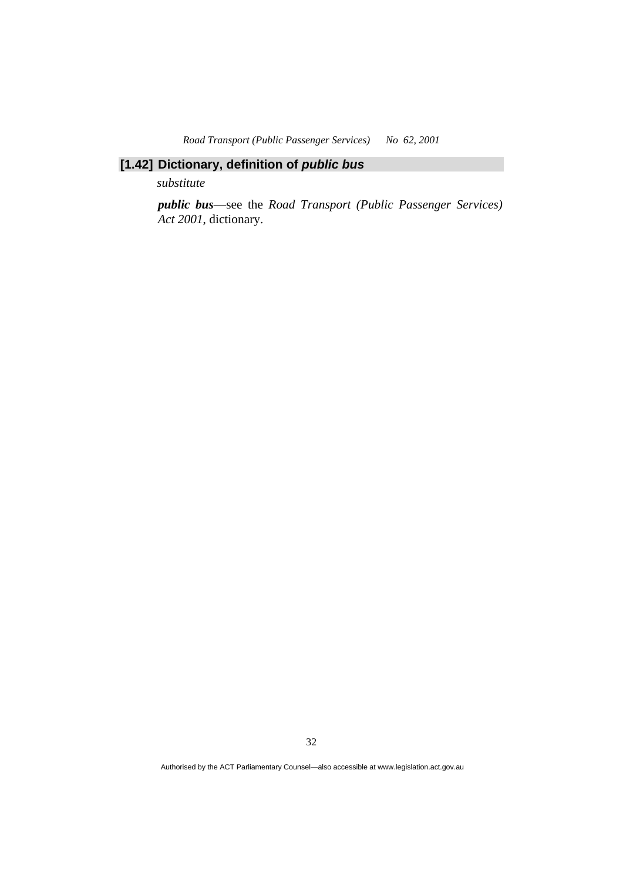## [1.42] Dictionary, definition of *public bus*

*substitute*

***public bus***—see the *Road Transport (Public Passenger Services) Act 2001*, dictionary.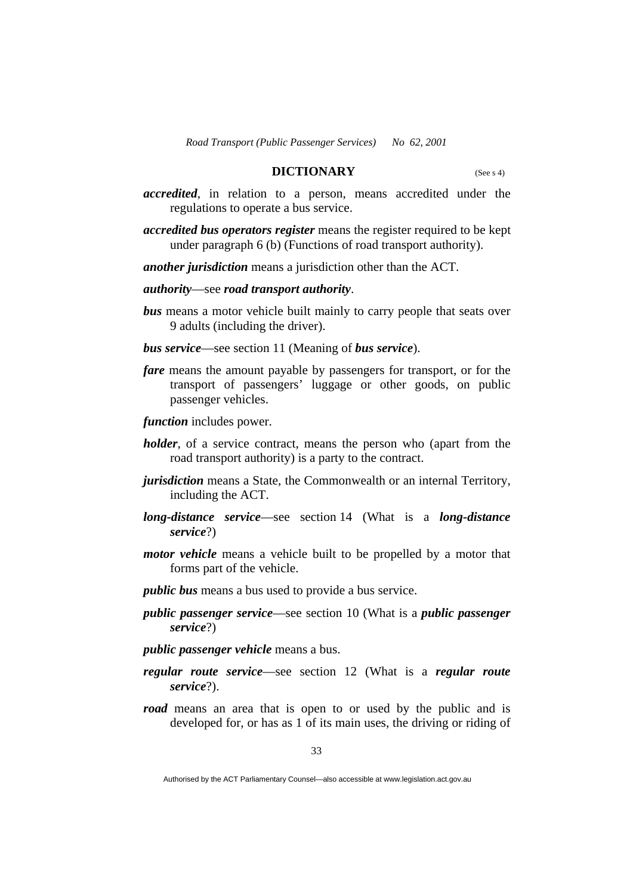## DICTIONARY

(See s 4)

***accredited***, in relation to a person, means accredited under the regulations to operate a bus service.

***accredited bus operators register*** means the register required to be kept under paragraph 6 (b) (Functions of road transport authority).

***another jurisdiction*** means a jurisdiction other than the ACT.

***authority***—see ***road transport authority***.

***bus*** means a motor vehicle built mainly to carry people that seats over 9 adults (including the driver).

***bus service***—see section 11 (Meaning of ***bus service***).

***fare*** means the amount payable by passengers for transport, or for the transport of passengers' luggage or other goods, on public passenger vehicles.

***function*** includes power.

***holder***, of a service contract, means the person who (apart from the road transport authority) is a party to the contract.

***jurisdiction*** means a State, the Commonwealth or an internal Territory, including the ACT.

***long-distance service***—see section 14 (What is a ***long-distance service***?)

***motor vehicle*** means a vehicle built to be propelled by a motor that forms part of the vehicle.

***public bus*** means a bus used to provide a bus service.

***public passenger service***—see section 10 (What is a ***public passenger service***?)

***public passenger vehicle*** means a bus.

***regular route service***—see section 12 (What is a ***regular route service***?).

***road*** means an area that is open to or used by the public and is developed for, or has as 1 of its main uses, the driving or riding of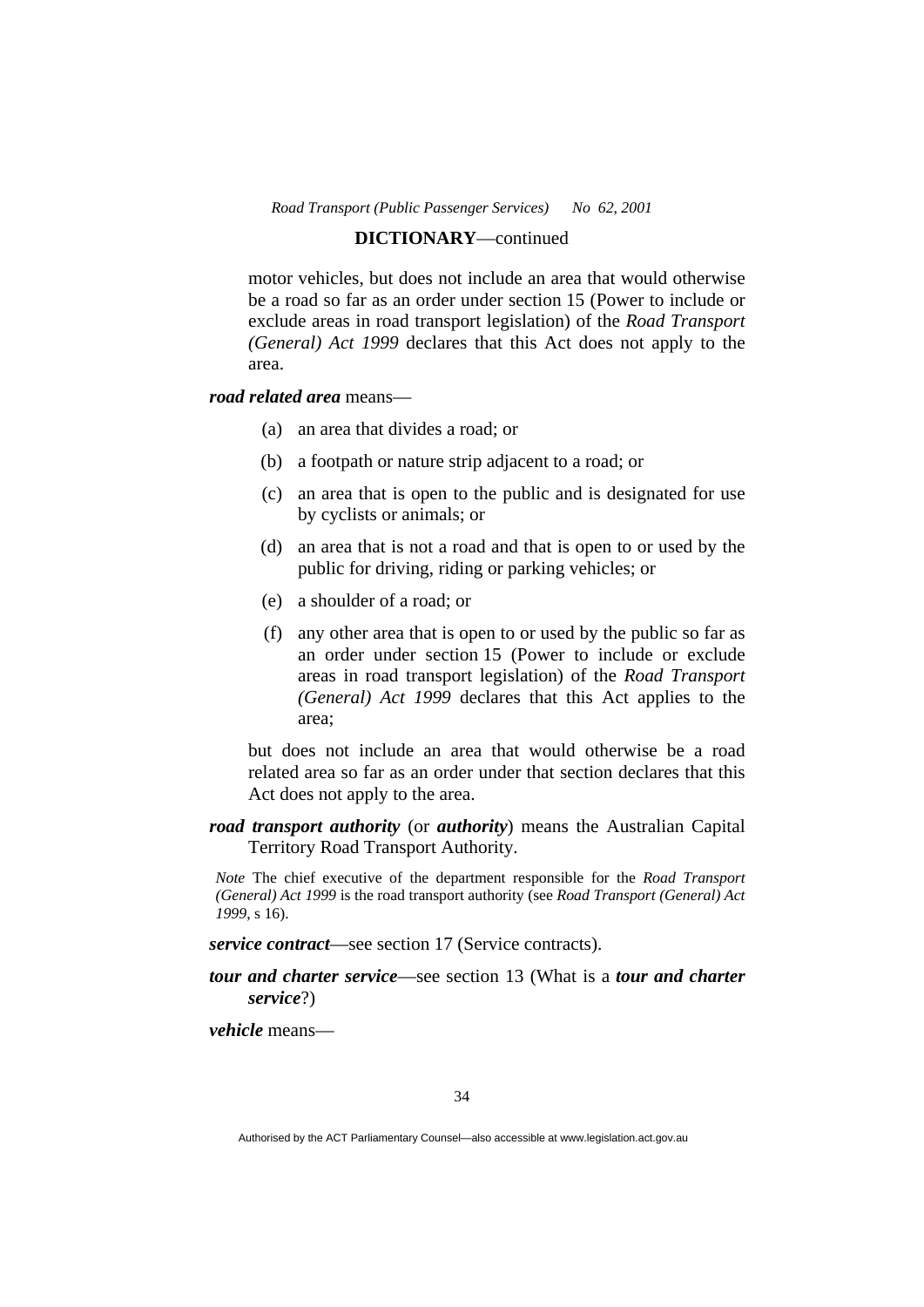motor vehicles, but does not include an area that would otherwise be a road so far as an order under section 15 (Power to include or exclude areas in road transport legislation) of the *Road Transport (General) Act 1999* declares that this Act does not apply to the area.

***road related area*** means—

(a) an area that divides a road; or

(b) a footpath or nature strip adjacent to a road; or

(c) an area that is open to the public and is designated for use by cyclists or animals; or

(d) an area that is not a road and that is open to or used by the public for driving, riding or parking vehicles; or

(e) a shoulder of a road; or

(f) any other area that is open to or used by the public so far as an order under section 15 (Power to include or exclude areas in road transport legislation) of the *Road Transport (General) Act 1999* declares that this Act applies to the area;

but does not include an area that would otherwise be a road related area so far as an order under that section declares that this Act does not apply to the area.

***road transport authority*** (or ***authority***) means the Australian Capital Territory Road Transport Authority.

*Note* The chief executive of the department responsible for the *Road Transport (General) Act 1999* is the road transport authority (see *Road Transport (General) Act 1999*, s 16).

***service contract***—see section 17 (Service contracts).

***tour and charter service***—see section 13 (What is a ***tour and charter service***?)

***vehicle*** means—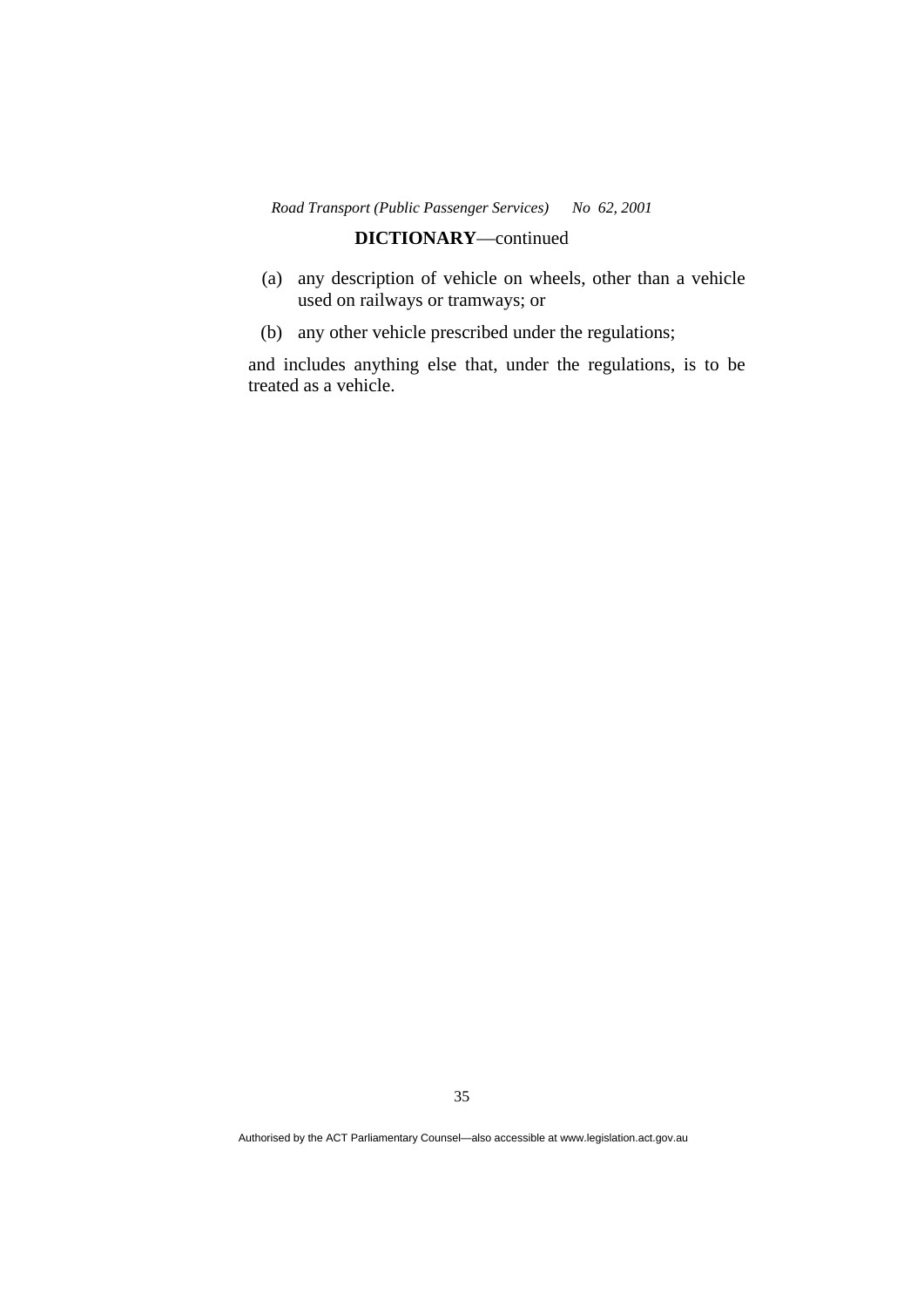**DICTIONARY**—continued

(a) any description of vehicle on wheels, other than a vehicle used on railways or tramways; or

(b) any other vehicle prescribed under the regulations;

and includes anything else that, under the regulations, is to be treated as a vehicle.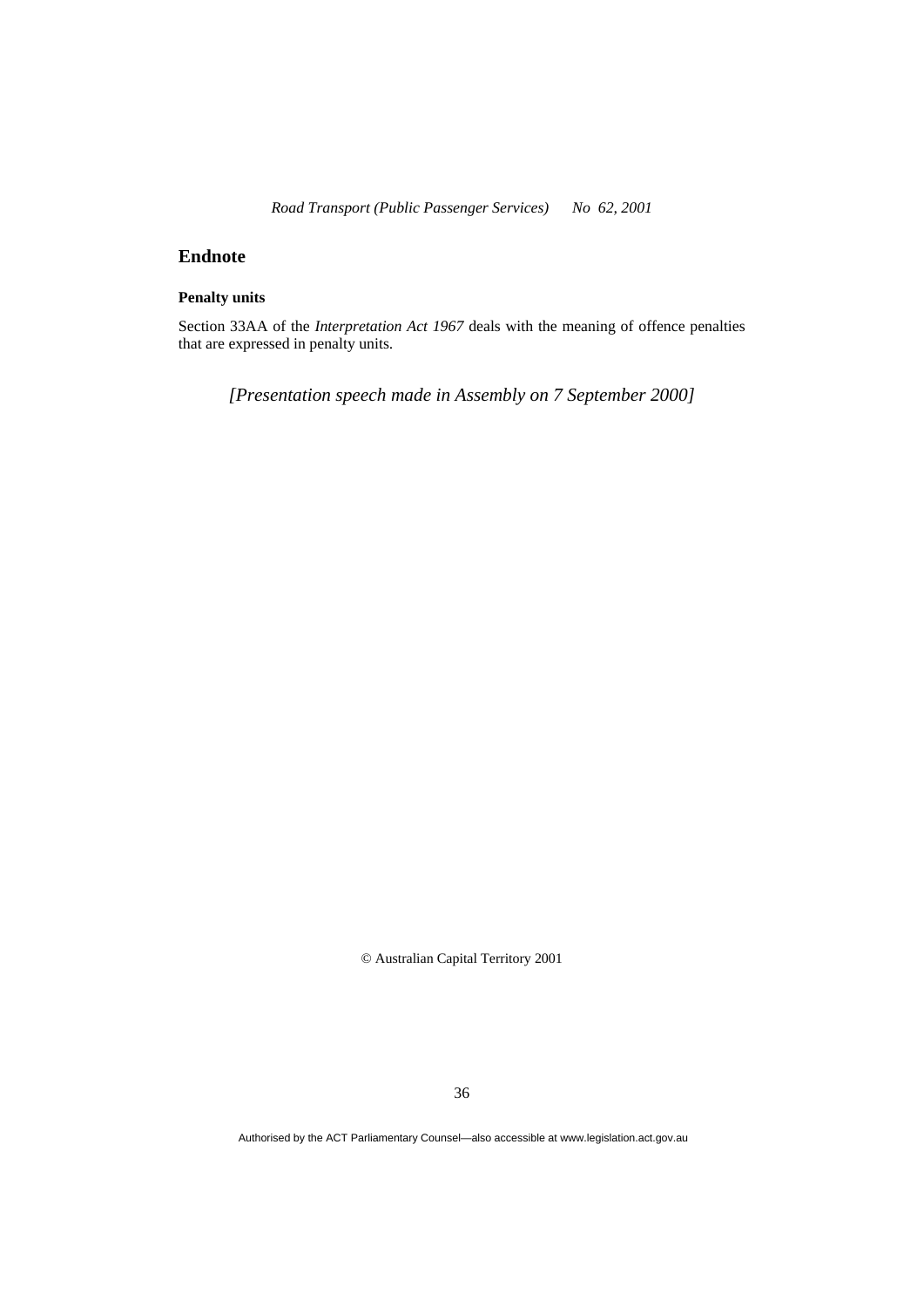## Endnote

### Penalty units

Section 33AA of the *Interpretation Act 1967* deals with the meaning of offence penalties that are expressed in penalty units.

*[Presentation speech made in Assembly on 7 September 2000]*

© Australian Capital Territory 2001